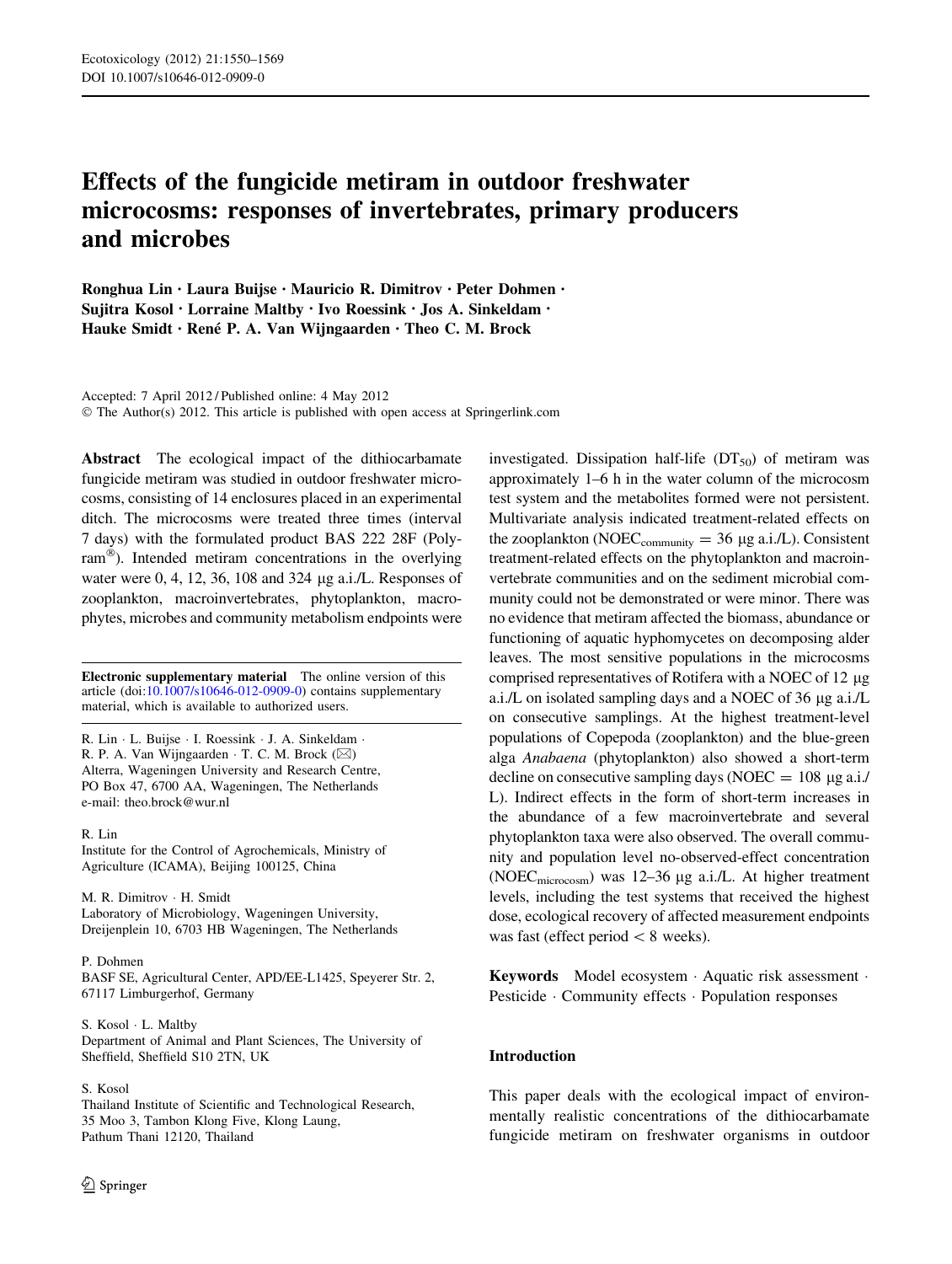# Effects of the fungicide metiram in outdoor freshwater microcosms: responses of invertebrates, primary producers and microbes

**Ronghua Lin · Laura Buijse · Mauricio R. Dimitrov · Peter Dohmen · Sujitra Kosol · Lorraine Maltby · Ivo Roessink · Jos A. Sinkeldam · Hauke Smidt · René P. A. Van Wijngaarden · Theo C. M. Brock**

Accepted: 7 April 2012 / Published online: 4 May 2012
© The Author(s) 2012. This article is published with open access at Springerlink.com

**Abstract** The ecological impact of the dithiocarbamate fungicide metiram was studied in outdoor freshwater microcosms, consisting of 14 enclosures placed in an experimental ditch. The microcosms were treated three times (interval 7 days) with the formulated product BAS 222 28F (Polyram®). Intended metiram concentrations in the overlying water were 0, 4, 12, 36, 108 and 324 μg a.i./L. Responses of zooplankton, macroinvertebrates, phytoplankton, macrophytes, microbes and community metabolism endpoints were investigated. Dissipation half-life ($DT_{50}$) of metiram was approximately 1–6 h in the water column of the microcosm test system and the metabolites formed were not persistent. Multivariate analysis indicated treatment-related effects on the zooplankton ($NOEC_{community}$ = 36 μg a.i./L). Consistent treatment-related effects on the phytoplankton and macroinvertebrate communities and on the sediment microbial community could not be demonstrated or were minor. There was no evidence that metiram affected the biomass, abundance or functioning of aquatic hyphomycetes on decomposing alder leaves. The most sensitive populations in the microcosms comprised representatives of Rotifera with a NOEC of 12 μg a.i./L on isolated sampling days and a NOEC of 36 μg a.i./L on consecutive samplings. At the highest treatment-level populations of Copepoda (zooplankton) and the blue-green alga *Anabaena* (phytoplankton) also showed a short-term decline on consecutive sampling days (NOEC = 108 μg a.i./L). Indirect effects in the form of short-term increases in the abundance of a few macroinvertebrate and several phytoplankton taxa were also observed. The overall community and population level no-observed-effect concentration ($NOEC_{microcosm}$) was 12–36 μg a.i./L. At higher treatment levels, including the test systems that received the highest dose, ecological recovery of affected measurement endpoints was fast (effect period < 8 weeks).

**Keywords** Model ecosystem · Aquatic risk assessment · Pesticide · Community effects · Population responses

**Electronic supplementary material** The online version of this article (doi:10.1007/s10646-012-0909-0) contains supplementary material, which is available to authorized users.

R. Lin · L. Buijse · I. Roessink · J. A. Sinkeldam · R. P. A. Van Wijngaarden · T. C. M. Brock (✉)
Alterra, Wageningen University and Research Centre, PO Box 47, 6700 AA, Wageningen, The Netherlands
e-mail: theo.brock@wur.nl

R. Lin
Institute for the Control of Agrochemicals, Ministry of Agriculture (ICAMA), Beijing 100125, China

M. R. Dimitrov · H. Smidt
Laboratory of Microbiology, Wageningen University, Dreijenplein 10, 6703 HB Wageningen, The Netherlands

P. Dohmen
BASF SE, Agricultural Center, APD/EE-L1425, Speyerer Str. 2, 67117 Limburgerhof, Germany

S. Kosol · L. Maltby
Department of Animal and Plant Sciences, The University of Sheffield, Sheffield S10 2TN, UK

S. Kosol
Thailand Institute of Scientific and Technological Research, 35 Moo 3, Tambon Klong Five, Klong Laung, Pathum Thani 12120, Thailand

## Introduction

This paper deals with the ecological impact of environmentally realistic concentrations of the dithiocarbamate fungicide metiram on freshwater organisms in outdoor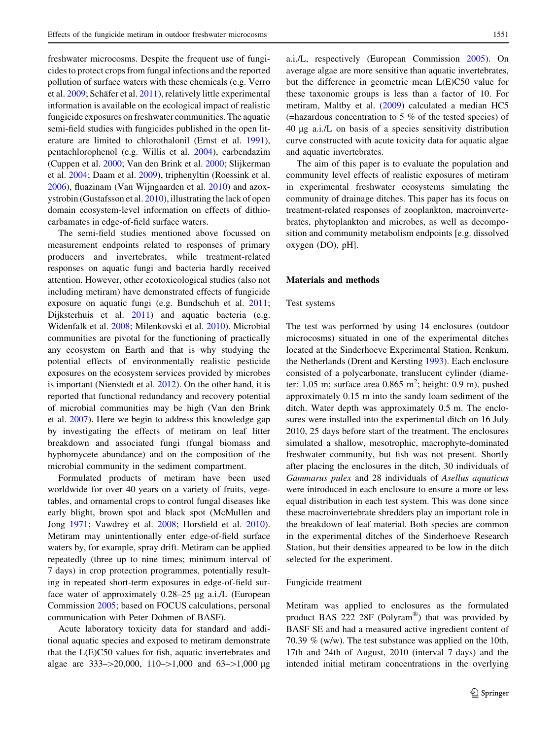freshwater microcosms. Despite the frequent use of fungicides to protect crops from fungal infections and the reported pollution of surface waters with these chemicals (e.g. Verro et al. 2009; Schäfer et al. 2011), relatively little experimental information is available on the ecological impact of realistic fungicide exposures on freshwater communities. The aquatic semi-field studies with fungicides published in the open literature are limited to chlorothalonil (Ernst et al. 1991), pentachlorophenol (e.g. Willis et al. 2004), carbendazim (Cuppen et al. 2000; Van den Brink et al. 2000; Slijkerman et al. 2004; Daam et al. 2009), triphenyltin (Roessink et al. 2006), fluazinam (Van Wijngaarden et al. 2010) and azoxystrobin (Gustafsson et al. 2010), illustrating the lack of open domain ecosystem-level information on effects of dithiocarbamates in edge-of-field surface waters.

The semi-field studies mentioned above focussed on measurement endpoints related to responses of primary producers and invertebrates, while treatment-related responses on aquatic fungi and bacteria hardly received attention. However, other ecotoxicological studies (also not including metiram) have demonstrated effects of fungicide exposure on aquatic fungi (e.g. Bundschuh et al. 2011; Dijksterhuis et al. 2011) and aquatic bacteria (e.g. Widenfalk et al. 2008; Milenkovski et al. 2010). Microbial communities are pivotal for the functioning of practically any ecosystem on Earth and that is why studying the potential effects of environmentally realistic pesticide exposures on the ecosystem services provided by microbes is important (Nienstedt et al. 2012). On the other hand, it is reported that functional redundancy and recovery potential of microbial communities may be high (Van den Brink et al. 2007). Here we begin to address this knowledge gap by investigating the effects of metiram on leaf litter breakdown and associated fungi (fungal biomass and hyphomycete abundance) and on the composition of the microbial community in the sediment compartment.

Formulated products of metiram have been used worldwide for over 40 years on a variety of fruits, vegetables, and ornamental crops to control fungal diseases like early blight, brown spot and black spot (McMullen and Jong 1971; Vawdrey et al. 2008; Horsfield et al. 2010). Metiram may unintentionally enter edge-of-field surface waters by, for example, spray drift. Metiram can be applied repeatedly (three up to nine times; minimum interval of 7 days) in crop protection programmes, potentially resulting in repeated short-term exposures in edge-of-field surface water of approximately 0.28–25 μg a.i./L (European Commission 2005; based on FOCUS calculations, personal communication with Peter Dohmen of BASF).

Acute laboratory toxicity data for standard and additional aquatic species and exposed to metiram demonstrate that the L(E)C50 values for fish, aquatic invertebrates and algae are 333–>20,000, 110–>1,000 and 63–>1,000 μg a.i./L, respectively (European Commission 2005). On average algae are more sensitive than aquatic invertebrates, but the difference in geometric mean L(E)C50 value for these taxonomic groups is less than a factor of 10. For metiram, Maltby et al. (2009) calculated a median HC5 (=hazardous concentration to 5 % of the tested species) of 40 μg a.i./L on basis of a species sensitivity distribution curve constructed with acute toxicity data for aquatic algae and aquatic invertebrates.

The aim of this paper is to evaluate the population and community level effects of realistic exposures of metiram in experimental freshwater ecosystems simulating the community of drainage ditches. This paper has its focus on treatment-related responses of zooplankton, macroinvertebrates, phytoplankton and microbes, as well as decomposition and community metabolism endpoints [e.g. dissolved oxygen (DO), pH].

## Materials and methods

### Test systems

The test was performed by using 14 enclosures (outdoor microcosms) situated in one of the experimental ditches located at the Sinderhoeve Experimental Station, Renkum, the Netherlands (Drent and Kersting 1993). Each enclosure consisted of a polycarbonate, translucent cylinder (diameter: 1.05 m; surface area 0.865 $m^2$; height: 0.9 m), pushed approximately 0.15 m into the sandy loam sediment of the ditch. Water depth was approximately 0.5 m. The enclosures were installed into the experimental ditch on 16 July 2010, 25 days before start of the treatment. The enclosures simulated a shallow, mesotrophic, macrophyte-dominated freshwater community, but fish was not present. Shortly after placing the enclosures in the ditch, 30 individuals of *Gammarus pulex* and 28 individuals of *Asellus aquaticus* were introduced in each enclosure to ensure a more or less equal distribution in each test system. This was done since these macroinvertebrate shredders play an important role in the breakdown of leaf material. Both species are common in the experimental ditches of the Sinderhoeve Research Station, but their densities appeared to be low in the ditch selected for the experiment.

### Fungicide treatment

Metiram was applied to enclosures as the formulated product BAS 222 28F (Polyram®) that was provided by BASF SE and had a measured active ingredient content of 70.39 % (w/w). The test substance was applied on the 10th, 17th and 24th of August, 2010 (interval 7 days) and the intended initial metiram concentrations in the overlying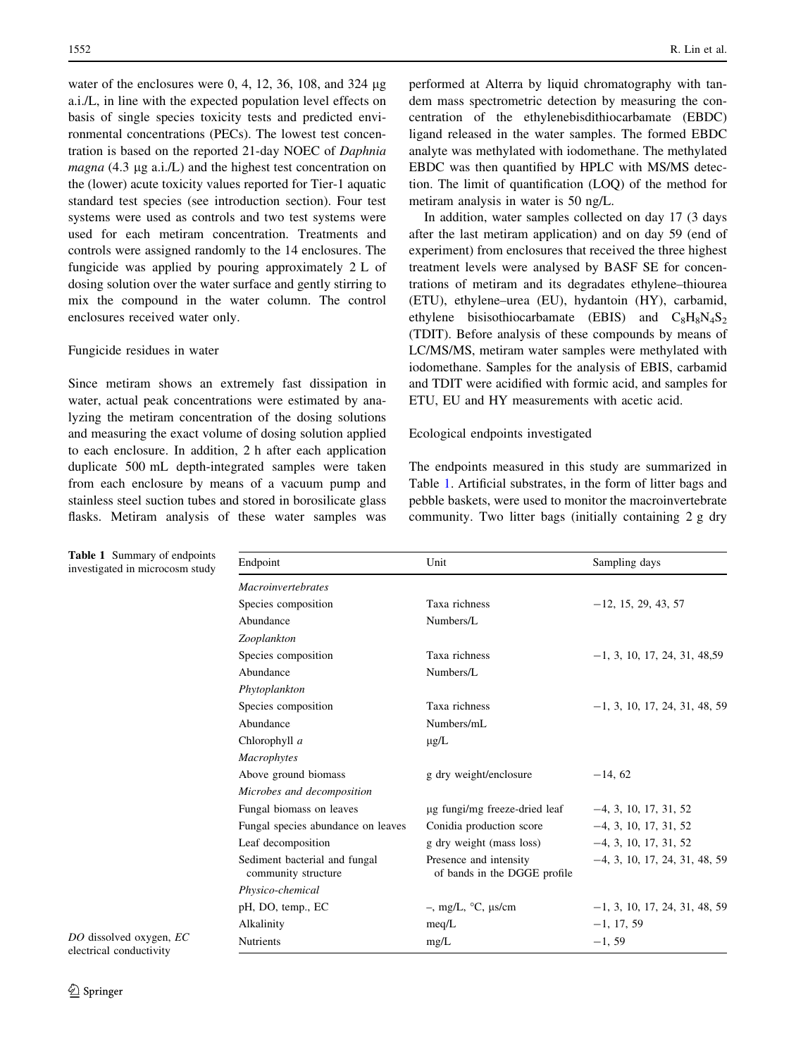water of the enclosures were 0, 4, 12, 36, 108, and 324 μg a.i./L, in line with the expected population level effects on basis of single species toxicity tests and predicted environmental concentrations (PECs). The lowest test concentration is based on the reported 21-day NOEC of *Daphnia magna* (4.3 μg a.i./L) and the highest test concentration on the (lower) acute toxicity values reported for Tier-1 aquatic standard test species (see introduction section). Four test systems were used as controls and two test systems were used for each metiram concentration. Treatments and controls were assigned randomly to the 14 enclosures. The fungicide was applied by pouring approximately 2 L of dosing solution over the water surface and gently stirring to mix the compound in the water column. The control enclosures received water only.

### Fungicide residues in water

Since metiram shows an extremely fast dissipation in water, actual peak concentrations were estimated by analyzing the metiram concentration of the dosing solutions and measuring the exact volume of dosing solution applied to each enclosure. In addition, 2 h after each application duplicate 500 mL depth-integrated samples were taken from each enclosure by means of a vacuum pump and stainless steel suction tubes and stored in borosilicate glass flasks. Metiram analysis of these water samples was performed at Alterra by liquid chromatography with tandem mass spectrometric detection by measuring the concentration of the ethylenebisdithiocarbamate (EBDC) ligand released in the water samples. The formed EBDC analyte was methylated with iodomethane. The methylated EBDC was then quantified by HPLC with MS/MS detection. The limit of quantification (LOQ) of the method for metiram analysis in water is 50 ng/L.

In addition, water samples collected on day 17 (3 days after the last metiram application) and on day 59 (end of experiment) from enclosures that received the three highest treatment levels were analysed by BASF SE for concentrations of metiram and its degradates ethylene–thiourea (ETU), ethylene–urea (EU), hydantoin (HY), carbamid, ethylene bisisothiocarbamate (EBIS) and $C_8H_8N_4S_2$ (TDIT). Before analysis of these compounds by means of LC/MS/MS, metiram water samples were methylated with iodomethane. Samples for the analysis of EBIS, carbamid and TDIT were acidified with formic acid, and samples for ETU, EU and HY measurements with acetic acid.

### Ecological endpoints investigated

The endpoints measured in this study are summarized in Table 1. Artificial substrates, in the form of litter bags and pebble baskets, were used to monitor the macroinvertebrate community. Two litter bags (initially containing 2 g dry

**Table 1** Summary of endpoints investigated in microcosm study

| Endpoint | Unit | Sampling days |
|---|---|---|
| *Macroinvertebrates* | | |
| Species composition | Taxa richness | −12, 15, 29, 43, 57 |
| Abundance | Numbers/L | |
| *Zooplankton* | | |
| Species composition | Taxa richness | −1, 3, 10, 17, 24, 31, 48,59 |
| Abundance | Numbers/L | |
| *Phytoplankton* | | |
| Species composition | Taxa richness | −1, 3, 10, 17, 24, 31, 48, 59 |
| Abundance | Numbers/mL | |
| Chlorophyll *a* | μg/L | |
| *Macrophytes* | | |
| Above ground biomass | g dry weight/enclosure | −14, 62 |
| *Microbes and decomposition* | | |
| Fungal biomass on leaves | μg fungi/mg freeze-dried leaf | −4, 3, 10, 17, 31, 52 |
| Fungal species abundance on leaves | Conidia production score | −4, 3, 10, 17, 31, 52 |
| Leaf decomposition | g dry weight (mass loss) | −4, 3, 10, 17, 31, 52 |
| Sediment bacterial and fungal community structure | Presence and intensity of bands in the DGGE profile | −4, 3, 10, 17, 24, 31, 48, 59 |
| *Physico-chemical* | | |
| pH, DO, temp., EC | –, mg/L, °C, μs/cm | −1, 3, 10, 17, 24, 31, 48, 59 |
| Alkalinity | meq/L | −1, 17, 59 |
| Nutrients | mg/L | −1, 59 |

*DO* dissolved oxygen, *EC* electrical conductivity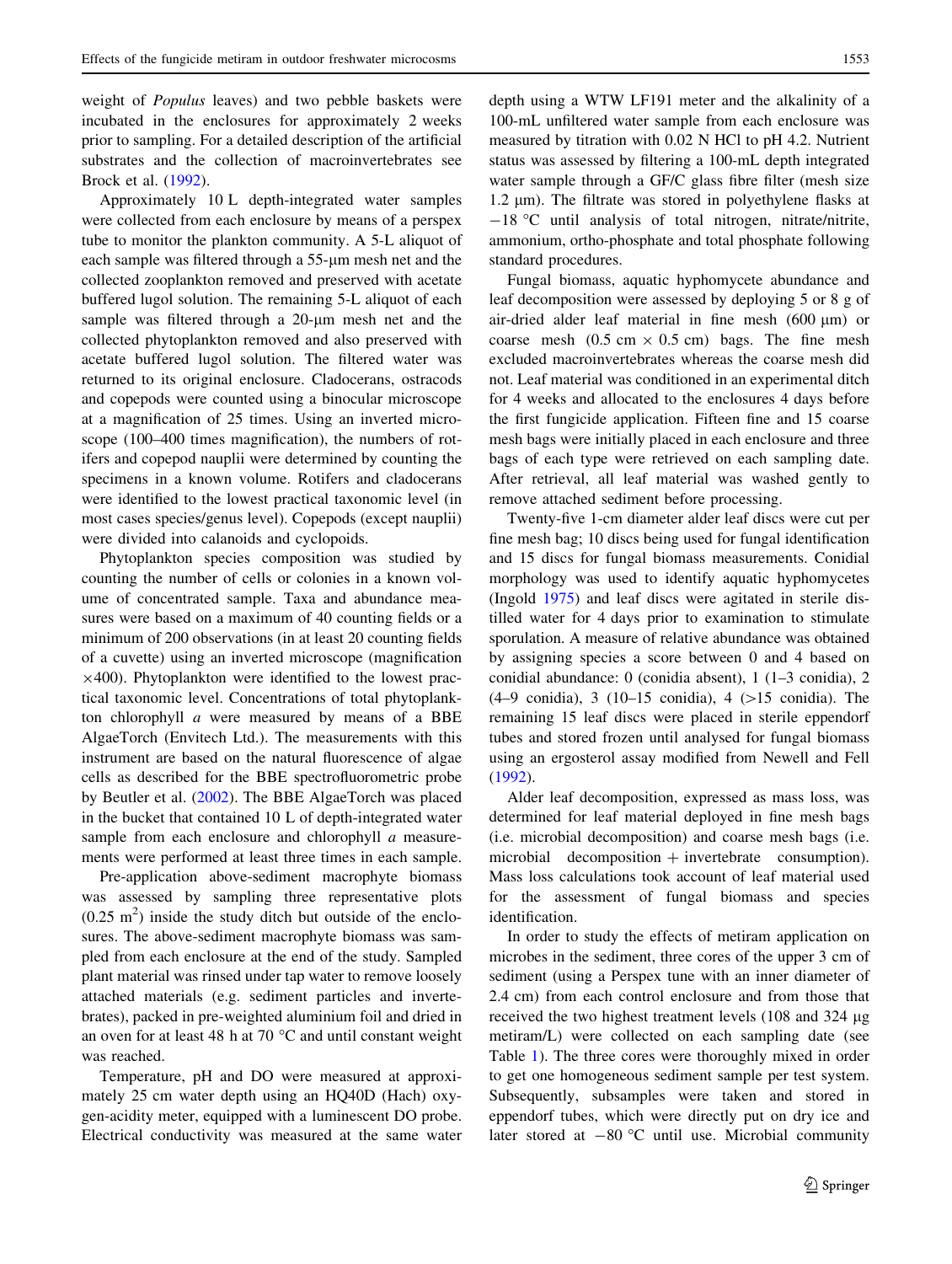weight of *Populus* leaves) and two pebble baskets were incubated in the enclosures for approximately 2 weeks prior to sampling. For a detailed description of the artificial substrates and the collection of macroinvertebrates see Brock et al. (1992).

Approximately 10 L depth-integrated water samples were collected from each enclosure by means of a perspex tube to monitor the plankton community. A 5-L aliquot of each sample was filtered through a 55-μm mesh net and the collected zooplankton removed and preserved with acetate buffered lugol solution. The remaining 5-L aliquot of each sample was filtered through a 20-μm mesh net and the collected phytoplankton removed and also preserved with acetate buffered lugol solution. The filtered water was returned to its original enclosure. Cladocerans, ostracods and copepods were counted using a binocular microscope at a magnification of 25 times. Using an inverted microscope (100–400 times magnification), the numbers of rotifers and copepod nauplii were determined by counting the specimens in a known volume. Rotifers and cladocerans were identified to the lowest practical taxonomic level (in most cases species/genus level). Copepods (except nauplii) were divided into calanoids and cyclopoids.

Phytoplankton species composition was studied by counting the number of cells or colonies in a known volume of concentrated sample. Taxa and abundance measures were based on a maximum of 40 counting fields or a minimum of 200 observations (in at least 20 counting fields of a cuvette) using an inverted microscope (magnification ×400). Phytoplankton were identified to the lowest practical taxonomic level. Concentrations of total phytoplankton chlorophyll *a* were measured by means of a BBE AlgaeTorch (Envitech Ltd.). The measurements with this instrument are based on the natural fluorescence of algae cells as described for the BBE spectrofluorometric probe by Beutler et al. (2002). The BBE AlgaeTorch was placed in the bucket that contained 10 L of depth-integrated water sample from each enclosure and chlorophyll *a* measurements were performed at least three times in each sample.

Pre-application above-sediment macrophyte biomass was assessed by sampling three representative plots (0.25 $m^2$) inside the study ditch but outside of the enclosures. The above-sediment macrophyte biomass was sampled from each enclosure at the end of the study. Sampled plant material was rinsed under tap water to remove loosely attached materials (e.g. sediment particles and invertebrates), packed in pre-weighted aluminium foil and dried in an oven for at least 48 h at 70 °C and until constant weight was reached.

Temperature, pH and DO were measured at approximately 25 cm water depth using an HQ40D (Hach) oxygen-acidity meter, equipped with a luminescent DO probe. Electrical conductivity was measured at the same water depth using a WTW LF191 meter and the alkalinity of a 100-mL unfiltered water sample from each enclosure was measured by titration with 0.02 N HCl to pH 4.2. Nutrient status was assessed by filtering a 100-mL depth integrated water sample through a GF/C glass fibre filter (mesh size 1.2 μm). The filtrate was stored in polyethylene flasks at −18 °C until analysis of total nitrogen, nitrate/nitrite, ammonium, ortho-phosphate and total phosphate following standard procedures.

Fungal biomass, aquatic hyphomycete abundance and leaf decomposition were assessed by deploying 5 or 8 g of air-dried alder leaf material in fine mesh (600 μm) or coarse mesh (0.5 cm × 0.5 cm) bags. The fine mesh excluded macroinvertebrates whereas the coarse mesh did not. Leaf material was conditioned in an experimental ditch for 4 weeks and allocated to the enclosures 4 days before the first fungicide application. Fifteen fine and 15 coarse mesh bags were initially placed in each enclosure and three bags of each type were retrieved on each sampling date. After retrieval, all leaf material was washed gently to remove attached sediment before processing.

Twenty-five 1-cm diameter alder leaf discs were cut per fine mesh bag; 10 discs being used for fungal identification and 15 discs for fungal biomass measurements. Conidial morphology was used to identify aquatic hyphomycetes (Ingold 1975) and leaf discs were agitated in sterile distilled water for 4 days prior to examination to stimulate sporulation. A measure of relative abundance was obtained by assigning species a score between 0 and 4 based on conidial abundance: 0 (conidia absent), 1 (1–3 conidia), 2 (4–9 conidia), 3 (10–15 conidia), 4 (>15 conidia). The remaining 15 leaf discs were placed in sterile eppendorf tubes and stored frozen until analysed for fungal biomass using an ergosterol assay modified from Newell and Fell (1992).

Alder leaf decomposition, expressed as mass loss, was determined for leaf material deployed in fine mesh bags (i.e. microbial decomposition) and coarse mesh bags (i.e. microbial decomposition + invertebrate consumption). Mass loss calculations took account of leaf material used for the assessment of fungal biomass and species identification.

In order to study the effects of metiram application on microbes in the sediment, three cores of the upper 3 cm of sediment (using a Perspex tune with an inner diameter of 2.4 cm) from each control enclosure and from those that received the two highest treatment levels (108 and 324 μg metiram/L) were collected on each sampling date (see Table 1). The three cores were thoroughly mixed in order to get one homogeneous sediment sample per test system. Subsequently, subsamples were taken and stored in eppendorf tubes, which were directly put on dry ice and later stored at −80 °C until use. Microbial community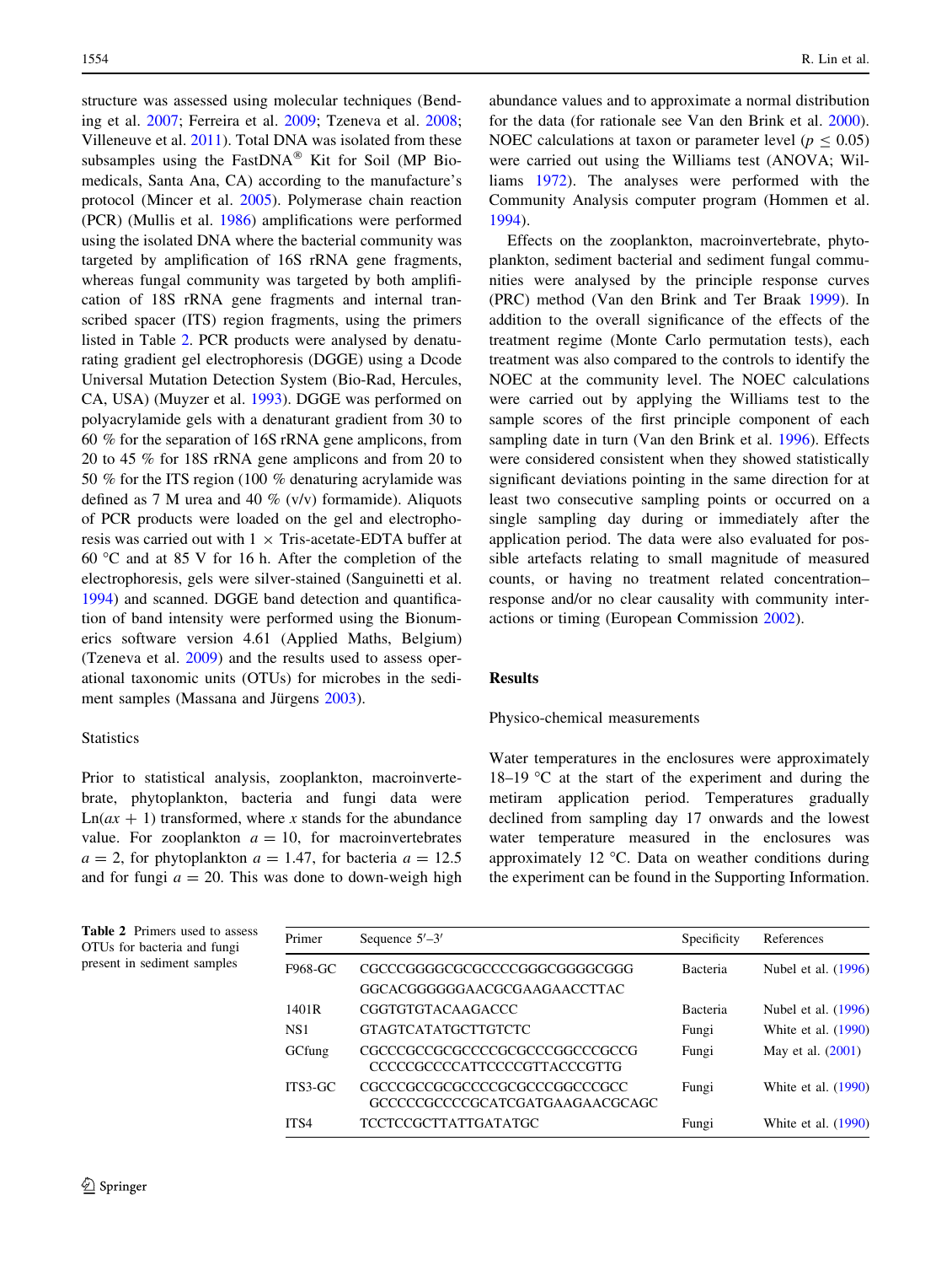structure was assessed using molecular techniques (Bending et al. 2007; Ferreira et al. 2009; Tzeneva et al. 2008; Villeneuve et al. 2011). Total DNA was isolated from these subsamples using the FastDNA® Kit for Soil (MP Biomedicals, Santa Ana, CA) according to the manufacture's protocol (Mincer et al. 2005). Polymerase chain reaction (PCR) (Mullis et al. 1986) amplifications were performed using the isolated DNA where the bacterial community was targeted by amplification of 16S rRNA gene fragments, whereas fungal community was targeted by both amplification of 18S rRNA gene fragments and internal transcribed spacer (ITS) region fragments, using the primers listed in Table 2. PCR products were analysed by denaturating gradient gel electrophoresis (DGGE) using a Dcode Universal Mutation Detection System (Bio-Rad, Hercules, CA, USA) (Muyzer et al. 1993). DGGE was performed on polyacrylamide gels with a denaturant gradient from 30 to 60 % for the separation of 16S rRNA gene amplicons, from 20 to 45 % for 18S rRNA gene amplicons and from 20 to 50 % for the ITS region (100 % denaturing acrylamide was defined as 7 M urea and 40 % (v/v) formamide). Aliquots of PCR products were loaded on the gel and electrophoresis was carried out with 1 × Tris-acetate-EDTA buffer at 60 °C and at 85 V for 16 h. After the completion of the electrophoresis, gels were silver-stained (Sanguinetti et al. 1994) and scanned. DGGE band detection and quantification of band intensity were performed using the Bionumerics software version 4.61 (Applied Maths, Belgium) (Tzeneva et al. 2009) and the results used to assess operational taxonomic units (OTUs) for microbes in the sediment samples (Massana and Jürgens 2003).

### Statistics

Prior to statistical analysis, zooplankton, macroinvertebrate, phytoplankton, bacteria and fungi data were $\mathrm{Ln}(ax + 1)$ transformed, where $x$ stands for the abundance value. For zooplankton $a = 10$, for macroinvertebrates $a = 2$, for phytoplankton $a = 1.47$, for bacteria $a = 12.5$ and for fungi $a = 20$. This was done to down-weigh high abundance values and to approximate a normal distribution for the data (for rationale see Van den Brink et al. 2000). NOEC calculations at taxon or parameter level ($p \leq 0.05$) were carried out using the Williams test (ANOVA; Williams 1972). The analyses were performed with the Community Analysis computer program (Hommen et al. 1994).

Effects on the zooplankton, macroinvertebrate, phytoplankton, sediment bacterial and sediment fungal communities were analysed by the principle response curves (PRC) method (Van den Brink and Ter Braak 1999). In addition to the overall significance of the effects of the treatment regime (Monte Carlo permutation tests), each treatment was also compared to the controls to identify the NOEC at the community level. The NOEC calculations were carried out by applying the Williams test to the sample scores of the first principle component of each sampling date in turn (Van den Brink et al. 1996). Effects were considered consistent when they showed statistically significant deviations pointing in the same direction for at least two consecutive sampling points or occurred on a single sampling day during or immediately after the application period. The data were also evaluated for possible artefacts relating to small magnitude of measured counts, or having no treatment related concentration–response and/or no clear causality with community interactions or timing (European Commission 2002).

## Results

### Physico-chemical measurements

Water temperatures in the enclosures were approximately 18–19 °C at the start of the experiment and during the metiram application period. Temperatures gradually declined from sampling day 17 onwards and the lowest water temperature measured in the enclosures was approximately 12 °C. Data on weather conditions during the experiment can be found in the Supporting Information.

**Table 2** Primers used to assess OTUs for bacteria and fungi present in sediment samples

| Primer | Sequence 5′–3′ | Specificity | References |
|---|---|---|---|
| F968-GC | CGCCCGGGGCGCGCCCCGGGCGGGGCGGG GGCACGGGGGGAACGCGAAGAACCTTAC | Bacteria | Nubel et al. (1996) |
| 1401R | CGGTGTGTACAAGACCC | Bacteria | Nubel et al. (1996) |
| NS1 | GTAGTCATATGCTTGTCTC | Fungi | White et al. (1990) |
| GCfung | CGCCCGCCGCGCCCCGCGCCCGGCCCGCCG CCCCCGCCCCATTCCCCGTTACCCGTTG | Fungi | May et al. (2001) |
| ITS3-GC | CGCCCGCCGCGCCCCGCGCCCGGCCCGCC GCCCCCGCCCCGCATCGATGAAGAACGCAGC | Fungi | White et al. (1990) |
| ITS4 | TCCTCCGCTTATTGATATGC | Fungi | White et al. (1990) |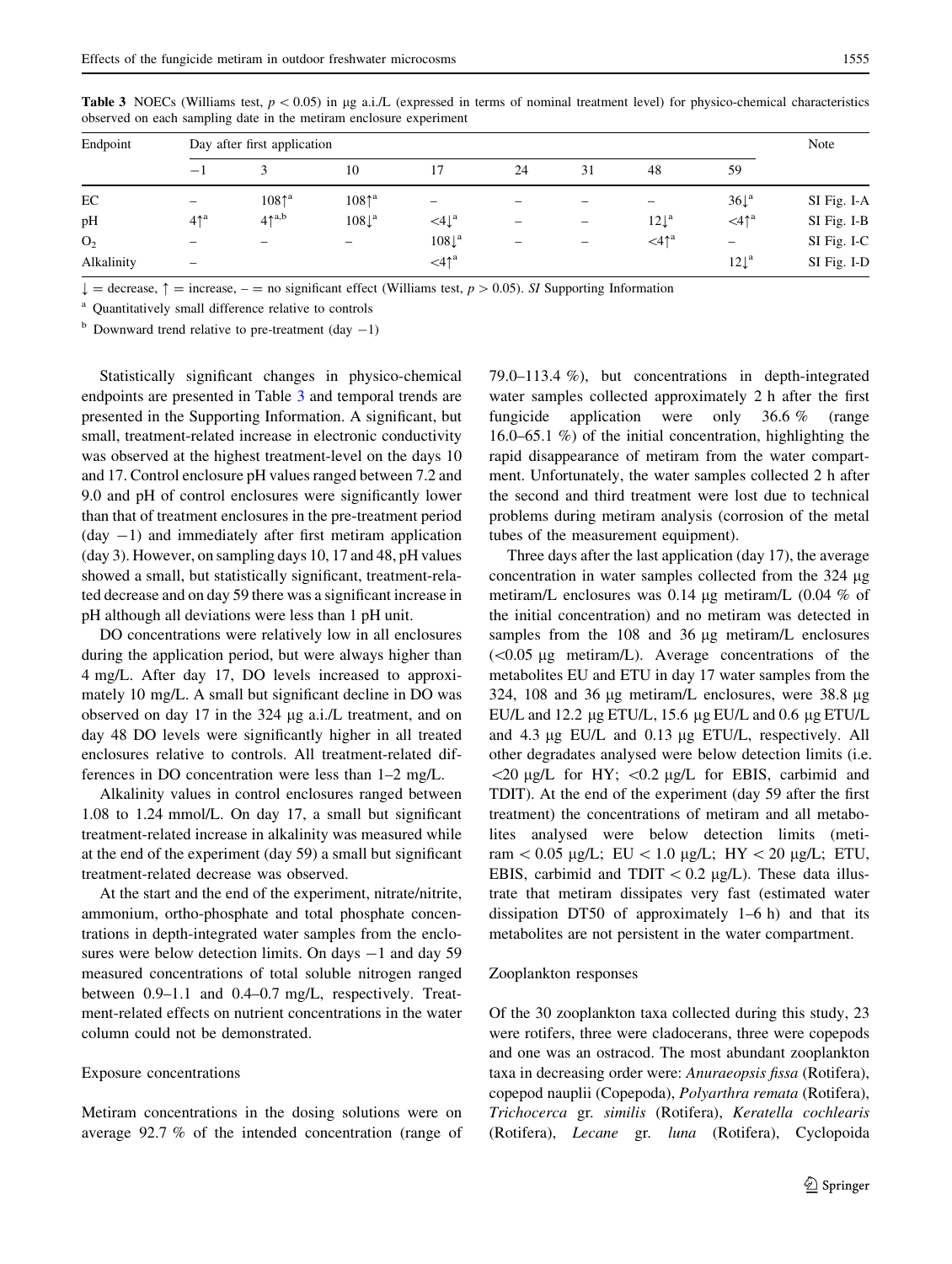**Table 3** NOECs (Williams test, $p < 0.05$) in μg a.i./L (expressed in terms of nominal treatment level) for physico-chemical characteristics observed on each sampling date in the metiram enclosure experiment

| Endpoint | Day after first application | | | | | | | | Note |
|---|---|---|---|---|---|---|---|---|---|
| | −1 | 3 | 10 | 17 | 24 | 31 | 48 | 59 | |
| EC | – | 108↑[a] | 108↑[a] | – | – | – | – | 36↓[a] | SI Fig. I-A |
| pH | 4↑[a] | 4↑[a,b] | 108↓[a] | <4↓[a] | – | – | 12↓[a] | <4↑[a] | SI Fig. I-B |
| $O_2$ | – | – | – | 108↓[a] | – | – | <4↑[a] | – | SI Fig. I-C |
| Alkalinity | – | | | <4↑[a] | | | | 12↓[a] | SI Fig. I-D |

↓ = decrease, ↑ = increase, – = no significant effect (Williams test, $p > 0.05$). *SI* Supporting Information

[a] Quantitatively small difference relative to controls

[b] Downward trend relative to pre-treatment (day −1)

Statistically significant changes in physico-chemical endpoints are presented in Table 3 and temporal trends are presented in the Supporting Information. A significant, but small, treatment-related increase in electronic conductivity was observed at the highest treatment-level on the days 10 and 17. Control enclosure pH values ranged between 7.2 and 9.0 and pH of control enclosures were significantly lower than that of treatment enclosures in the pre-treatment period (day −1) and immediately after first metiram application (day 3). However, on sampling days 10, 17 and 48, pH values showed a small, but statistically significant, treatment-related decrease and on day 59 there was a significant increase in pH although all deviations were less than 1 pH unit.

DO concentrations were relatively low in all enclosures during the application period, but were always higher than 4 mg/L. After day 17, DO levels increased to approximately 10 mg/L. A small but significant decline in DO was observed on day 17 in the 324 μg a.i./L treatment, and on day 48 DO levels were significantly higher in all treated enclosures relative to controls. All treatment-related differences in DO concentration were less than 1–2 mg/L.

Alkalinity values in control enclosures ranged between 1.08 to 1.24 mmol/L. On day 17, a small but significant treatment-related increase in alkalinity was measured while at the end of the experiment (day 59) a small but significant treatment-related decrease was observed.

At the start and the end of the experiment, nitrate/nitrite, ammonium, ortho-phosphate and total phosphate concentrations in depth-integrated water samples from the enclosures were below detection limits. On days −1 and day 59 measured concentrations of total soluble nitrogen ranged between 0.9–1.1 and 0.4–0.7 mg/L, respectively. Treatment-related effects on nutrient concentrations in the water column could not be demonstrated.

### Exposure concentrations

Metiram concentrations in the dosing solutions were on average 92.7 % of the intended concentration (range of 79.0–113.4 %), but concentrations in depth-integrated water samples collected approximately 2 h after the first fungicide application were only 36.6 % (range 16.0–65.1 %) of the initial concentration, highlighting the rapid disappearance of metiram from the water compartment. Unfortunately, the water samples collected 2 h after the second and third treatment were lost due to technical problems during metiram analysis (corrosion of the metal tubes of the measurement equipment).

Three days after the last application (day 17), the average concentration in water samples collected from the 324 μg metiram/L enclosures was 0.14 μg metiram/L (0.04 % of the initial concentration) and no metiram was detected in samples from the 108 and 36 μg metiram/L enclosures (<0.05 μg metiram/L). Average concentrations of the metabolites EU and ETU in day 17 water samples from the 324, 108 and 36 μg metiram/L enclosures, were 38.8 μg EU/L and 12.2 μg ETU/L, 15.6 μg EU/L and 0.6 μg ETU/L and 4.3 μg EU/L and 0.13 μg ETU/L, respectively. All other degradates analysed were below detection limits (i.e. <20 μg/L for HY; <0.2 μg/L for EBIS, carbimid and TDIT). At the end of the experiment (day 59 after the first treatment) the concentrations of metiram and all metabolites analysed were below detection limits (metiram < 0.05 μg/L; EU < 1.0 μg/L; HY < 20 μg/L; ETU, EBIS, carbimid and TDIT < 0.2 μg/L). These data illustrate that metiram dissipates very fast (estimated water dissipation DT50 of approximately 1–6 h) and that its metabolites are not persistent in the water compartment.

### Zooplankton responses

Of the 30 zooplankton taxa collected during this study, 23 were rotifers, three were cladocerans, three were copepods and one was an ostracod. The most abundant zooplankton taxa in decreasing order were: *Anuraeopsis fissa* (Rotifera), copepod nauplii (Copepoda), *Polyarthra remata* (Rotifera), *Trichocerca* gr. *similis* (Rotifera), *Keratella cochlearis* (Rotifera), *Lecane* gr. *luna* (Rotifera), Cyclopoida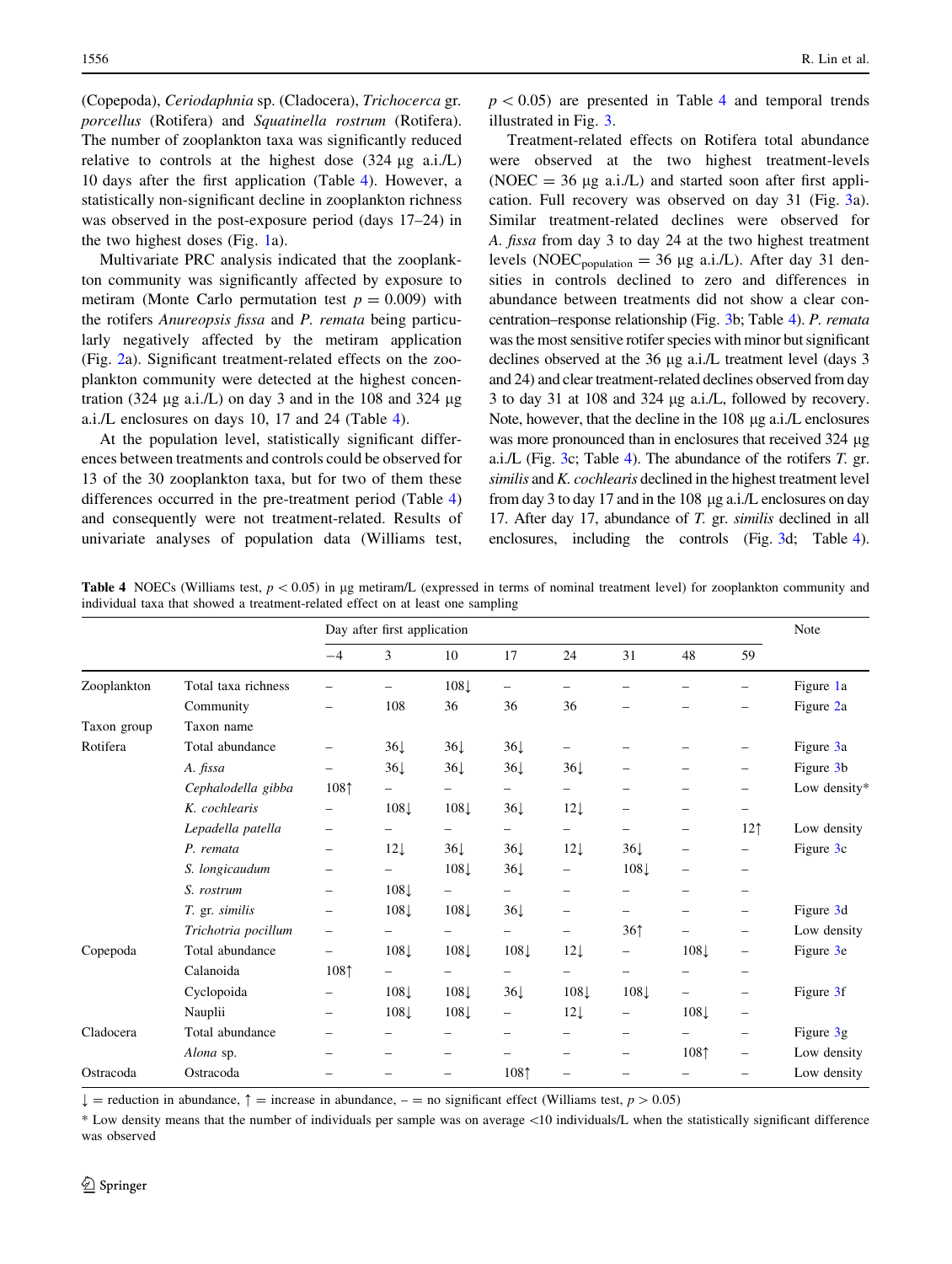(Copepoda), *Ceriodaphnia* sp. (Cladocera), *Trichocerca* gr. *porcellus* (Rotifera) and *Squatinella rostrum* (Rotifera). The number of zooplankton taxa was significantly reduced relative to controls at the highest dose (324 μg a.i./L) 10 days after the first application (Table 4). However, a statistically non-significant decline in zooplankton richness was observed in the post-exposure period (days 17–24) in the two highest doses (Fig. 1a).

Multivariate PRC analysis indicated that the zooplankton community was significantly affected by exposure to metiram (Monte Carlo permutation test $p = 0.009$) with the rotifers *Anureopsis fissa* and *P. remata* being particularly negatively affected by the metiram application (Fig. 2a). Significant treatment-related effects on the zooplankton community were detected at the highest concentration (324 μg a.i./L) on day 3 and in the 108 and 324 μg a.i./L enclosures on days 10, 17 and 24 (Table 4).

At the population level, statistically significant differences between treatments and controls could be observed for 13 of the 30 zooplankton taxa, but for two of them these differences occurred in the pre-treatment period (Table 4) and consequently were not treatment-related. Results of univariate analyses of population data (Williams test, $p < 0.05$) are presented in Table 4 and temporal trends illustrated in Fig. 3.

Treatment-related effects on Rotifera total abundance were observed at the two highest treatment-levels (NOEC = 36 μg a.i./L) and started soon after first application. Full recovery was observed on day 31 (Fig. 3a). Similar treatment-related declines were observed for *A. fissa* from day 3 to day 24 at the two highest treatment levels ($NOEC_{population}$ = 36 μg a.i./L). After day 31 densities in controls declined to zero and differences in abundance between treatments did not show a clear concentration–response relationship (Fig. 3b; Table 4). *P. remata* was the most sensitive rotifer species with minor but significant declines observed at the 36 μg a.i./L treatment level (days 3 and 24) and clear treatment-related declines observed from day 3 to day 31 at 108 and 324 μg a.i./L, followed by recovery. Note, however, that the decline in the 108 μg a.i./L enclosures was more pronounced than in enclosures that received 324 μg a.i./L (Fig. 3c; Table 4). The abundance of the rotifers *T.* gr. *similis* and *K. cochlearis* declined in the highest treatment level from day 3 to day 17 and in the 108 μg a.i./L enclosures on day 17. After day 17, abundance of *T.* gr. *similis* declined in all enclosures, including the controls (Fig. 3d; Table 4).

**Table 4** NOECs (Williams test, $p < 0.05$) in μg metiram/L (expressed in terms of nominal treatment level) for zooplankton community and individual taxa that showed a treatment-related effect on at least one sampling

| | | Day after first application | | | | | | | | Note |
|---|---|---|---|---|---|---|---|---|---|---|
| | | −4 | 3 | 10 | 17 | 24 | 31 | 48 | 59 | |
| Zooplankton | Total taxa richness | – | – | 108↓ | – | – | – | – | – | Figure 1a |
| | Community | – | 108 | 36 | 36 | 36 | – | – | – | Figure 2a |
| Taxon group | Taxon name | | | | | | | | | |
| Rotifera | Total abundance | – | 36↓ | 36↓ | 36↓ | – | – | – | – | Figure 3a |
| | *A. fissa* | – | 36↓ | 36↓ | 36↓ | 36↓ | – | – | – | Figure 3b |
| | *Cephalodella gibba* | 108↑ | – | – | – | – | – | – | – | Low density* |
| | *K. cochlearis* | – | 108↓ | 108↓ | 36↓ | 12↓ | – | – | – | |
| | *Lepadella patella* | – | – | – | – | – | – | – | 12↑ | Low density |
| | *P. remata* | – | 12↓ | 36↓ | 36↓ | 12↓ | 36↓ | – | – | Figure 3c |
| | *S. longicaudum* | – | – | 108↓ | 36↓ | – | 108↓ | – | – | |
| | *S. rostrum* | – | 108↓ | – | – | – | – | – | – | |
| | *T.* gr. *similis* | – | 108↓ | 108↓ | 36↓ | – | – | – | – | Figure 3d |
| | *Trichotria pocillum* | – | – | – | – | – | 36↑ | – | – | Low density |
| Copepoda | Total abundance | – | 108↓ | 108↓ | 108↓ | 12↓ | – | 108↓ | – | Figure 3e |
| | Calanoida | 108↑ | – | – | – | – | – | – | – | |
| | Cyclopoida | – | 108↓ | 108↓ | 36↓ | 108↓ | 108↓ | – | – | Figure 3f |
| | Nauplii | – | 108↓ | 108↓ | – | 12↓ | – | 108↓ | – | |
| Cladocera | Total abundance | – | – | – | – | – | – | – | – | Figure 3g |
| | *Alona* sp. | – | – | – | – | – | – | 108↑ | – | Low density |
| Ostracoda | Ostracoda | – | – | – | 108↑ | – | – | – | – | Low density |

↓ = reduction in abundance, ↑ = increase in abundance, – = no significant effect (Williams test, $p > 0.05$)

\* Low density means that the number of individuals per sample was on average <10 individuals/L when the statistically significant difference was observed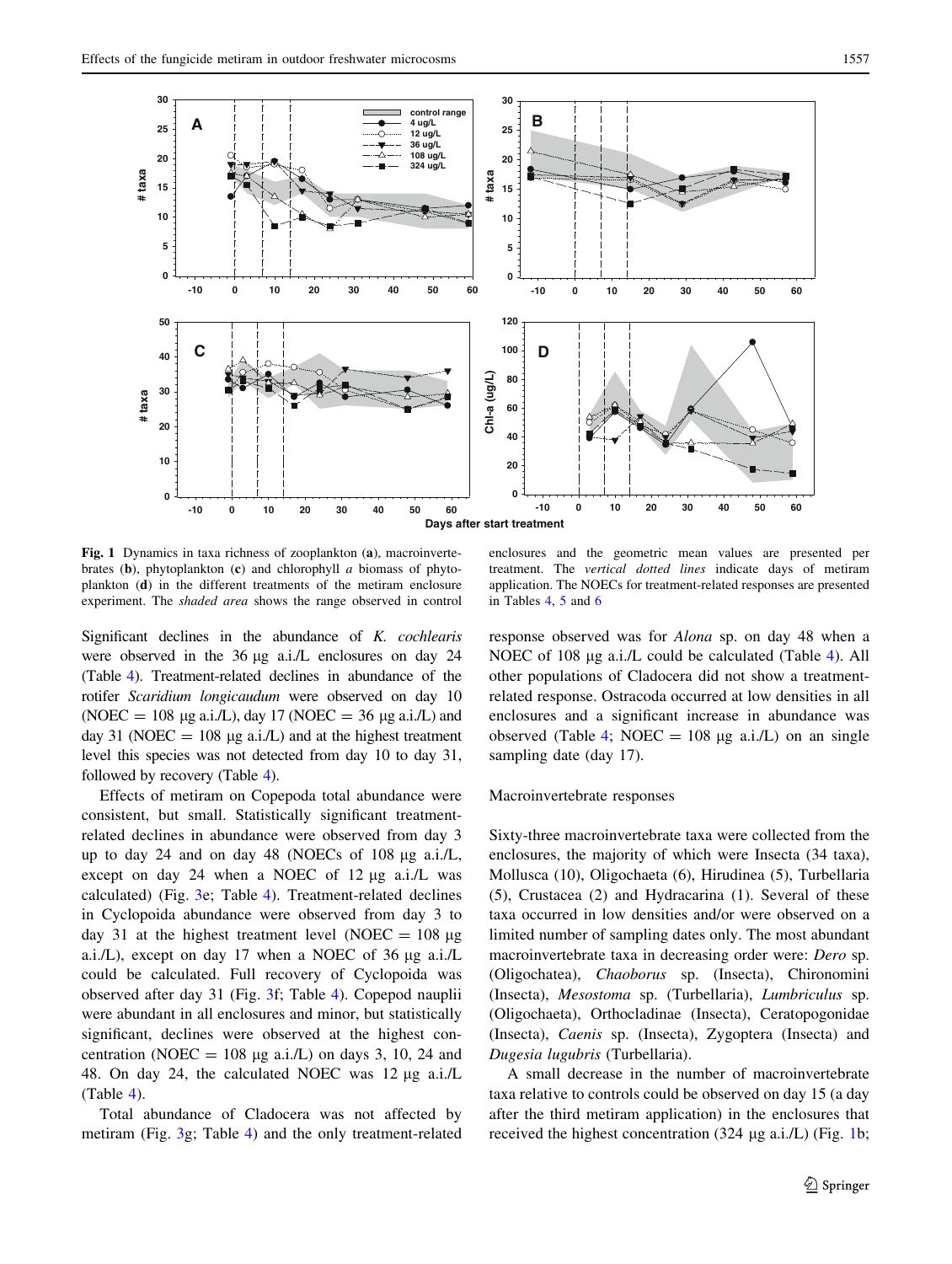A
control range
4 ug/L
12 ug/L
36 ug/L
108 ug/L
324 ug/L
# taxa
30
25
20
15
10
5
0
-10 0 10 20 30 40 50 60

B
# taxa
30
25
20
15
10
5
0
-10 0 10 20 30 40 50 60

C
# taxa
50
40
30
20
10
0
-10 0 10 20 30 40 50 60

D
Chl-a (ug/L)
120
100
80
60
40
20
0
-10 0 10 20 30 40 50 60

Days after start treatment

**Fig. 1** Dynamics in taxa richness of zooplankton (**a**), macroinvertebrates (**b**), phytoplankton (**c**) and chlorophyll *a* biomass of phytoplankton (**d**) in the different treatments of the metiram enclosure experiment. The *shaded area* shows the range observed in control enclosures and the geometric mean values are presented per treatment. The *vertical dotted lines* indicate days of metiram application. The NOECs for treatment-related responses are presented in Tables 4, 5 and 6

Significant declines in the abundance of *K. cochlearis* were observed in the 36 µg a.i./L enclosures on day 24 (Table 4). Treatment-related declines in abundance of the rotifer *Scaridium longicaudum* were observed on day 10 (NOEC = 108 µg a.i./L), day 17 (NOEC = 36 µg a.i./L) and day 31 (NOEC = 108 µg a.i./L) and at the highest treatment level this species was not detected from day 10 to day 31, followed by recovery (Table 4).

Effects of metiram on Copepoda total abundance were consistent, but small. Statistically significant treatment-related declines in abundance were observed from day 3 up to day 24 and on day 48 (NOECs of 108 µg a.i./L, except on day 24 when a NOEC of 12 µg a.i./L was calculated) (Fig. 3e; Table 4). Treatment-related declines in Cyclopoida abundance were observed from day 3 to day 31 at the highest treatment level (NOEC = 108 µg a.i./L), except on day 17 when a NOEC of 36 µg a.i./L could be calculated. Full recovery of Cyclopoida was observed after day 31 (Fig. 3f; Table 4). Copepod nauplii were abundant in all enclosures and minor, but statistically significant, declines were observed at the highest concentration (NOEC = 108 µg a.i./L) on days 3, 10, 24 and 48. On day 24, the calculated NOEC was 12 µg a.i./L (Table 4).

Total abundance of Cladocera was not affected by metiram (Fig. 3g; Table 4) and the only treatment-related response observed was for *Alona* sp. on day 48 when a NOEC of 108 µg a.i./L could be calculated (Table 4). All other populations of Cladocera did not show a treatment-related response. Ostracoda occurred at low densities in all enclosures and a significant increase in abundance was observed (Table 4; NOEC = 108 µg a.i./L) on an single sampling date (day 17).

## Macroinvertebrate responses

Sixty-three macroinvertebrate taxa were collected from the enclosures, the majority of which were Insecta (34 taxa), Mollusca (10), Oligochaeta (6), Hirudinea (5), Turbellaria (5), Crustacea (2) and Hydracarina (1). Several of these taxa occurred in low densities and/or were observed on a limited number of sampling dates only. The most abundant macroinvertebrate taxa in decreasing order were: *Dero* sp. (Oligochatea), *Chaoborus* sp. (Insecta), Chironomini (Insecta), *Mesostoma* sp. (Turbellaria), *Lumbriculus* sp. (Oligochaeta), Orthocladinae (Insecta), Ceratopogonidae (Insecta), *Caenis* sp. (Insecta), Zygoptera (Insecta) and *Dugesia lugubris* (Turbellaria).

A small decrease in the number of macroinvertebrate taxa relative to controls could be observed on day 15 (a day after the third metiram application) in the enclosures that received the highest concentration (324 µg a.i./L) (Fig. 1b;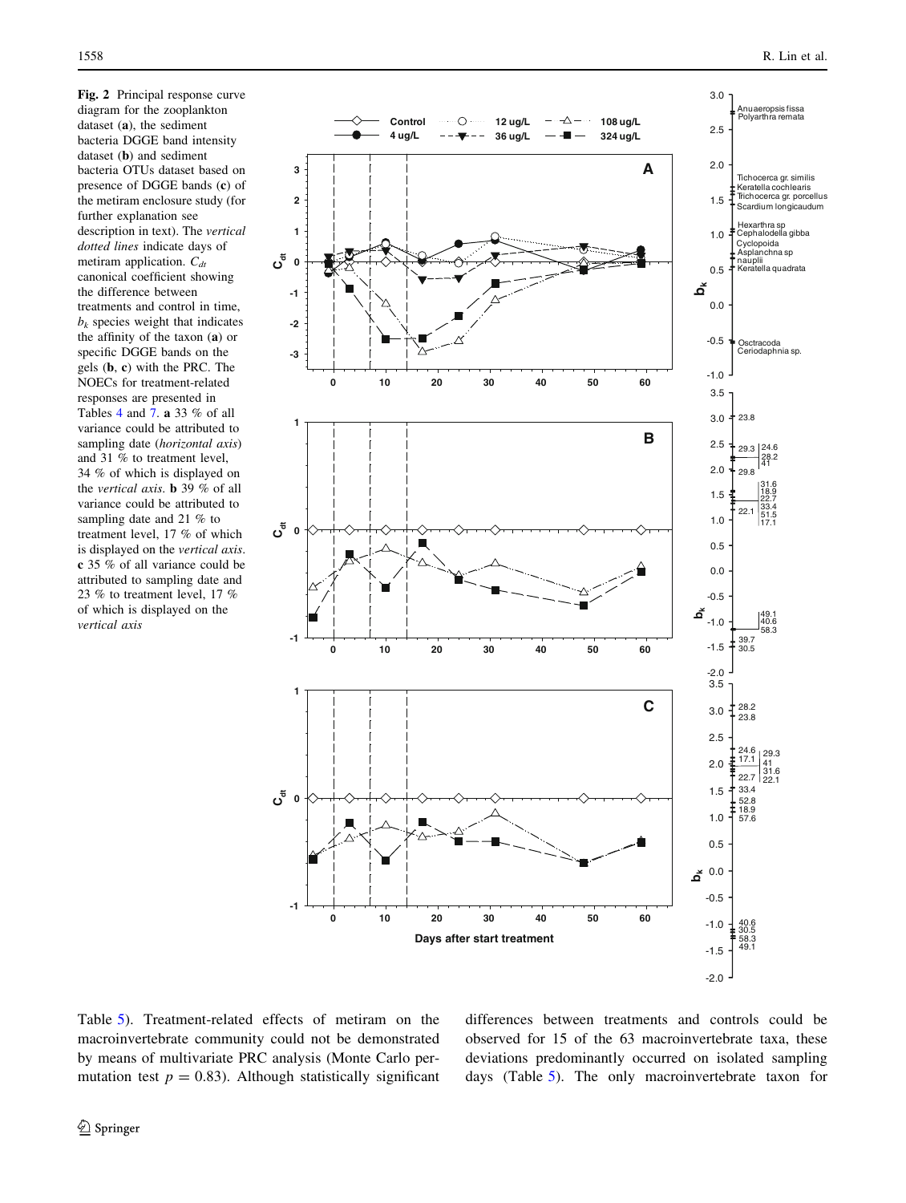**Fig. 2** Principal response curve diagram for the zooplankton dataset (**a**), the sediment bacteria DGGE band intensity dataset (**b**) and sediment bacteria OTUs dataset based on presence of DGGE bands (**c**) of the metiram enclosure study (for further explanation see description in text). The *vertical dotted lines* indicate days of metiram application. $C_{dt}$ canonical coefficient showing the difference between treatments and control in time, $b_k$ species weight that indicates the affinity of the taxon (**a**) or specific DGGE bands on the gels (**b**, **c**) with the PRC. The NOECs for treatment-related responses are presented in Tables 4 and 7. **a** 33 % of all variance could be attributed to sampling date (*horizontal axis*) and 31 % to treatment level, 34 % of which is displayed on the *vertical axis*. **b** 39 % of all variance could be attributed to sampling date and 21 % to treatment level, 17 % of which is displayed on the *vertical axis*. **c** 35 % of all variance could be attributed to sampling date and 23 % to treatment level, 17 % of which is displayed on the *vertical axis*

Control
4 ug/L
12 ug/L
36 ug/L
108 ug/L
324 ug/L

A

Anuaeropsis fissa
Polyarthra remata
Tichocerca gr. similis
Keratella cochlearis
Tichocerca gr. porcellus
Scardium longicaudum
Hexarthra sp
Cephalodella gibba
Cyclopoida
Asplanchna sp
nauplii
Keratella quadrata
Osctracoda
Ceriodaphnia sp.

B

23.8
29.3
24.6
28.2
41
29.8
31.6
18.9
22.7
22.1
33.4
51.5
17.1
49.1
40.6
58.3
39.7
30.5

C

28.2
23.8
24.6
17.1
29.3
41
31.6
22.7
22.1
33.4
52.8
18.9
57.6
40.6
30.5
58.3
49.1

$C_{dt}$

$b_k$

Days after start treatment

Table 5). Treatment-related effects of metiram on the macroinvertebrate community could not be demonstrated by means of multivariate PRC analysis (Monte Carlo permutation test $p = 0.83$). Although statistically significant differences between treatments and controls could be observed for 15 of the 63 macroinvertebrate taxa, these deviations predominantly occurred on isolated sampling days (Table 5). The only macroinvertebrate taxon for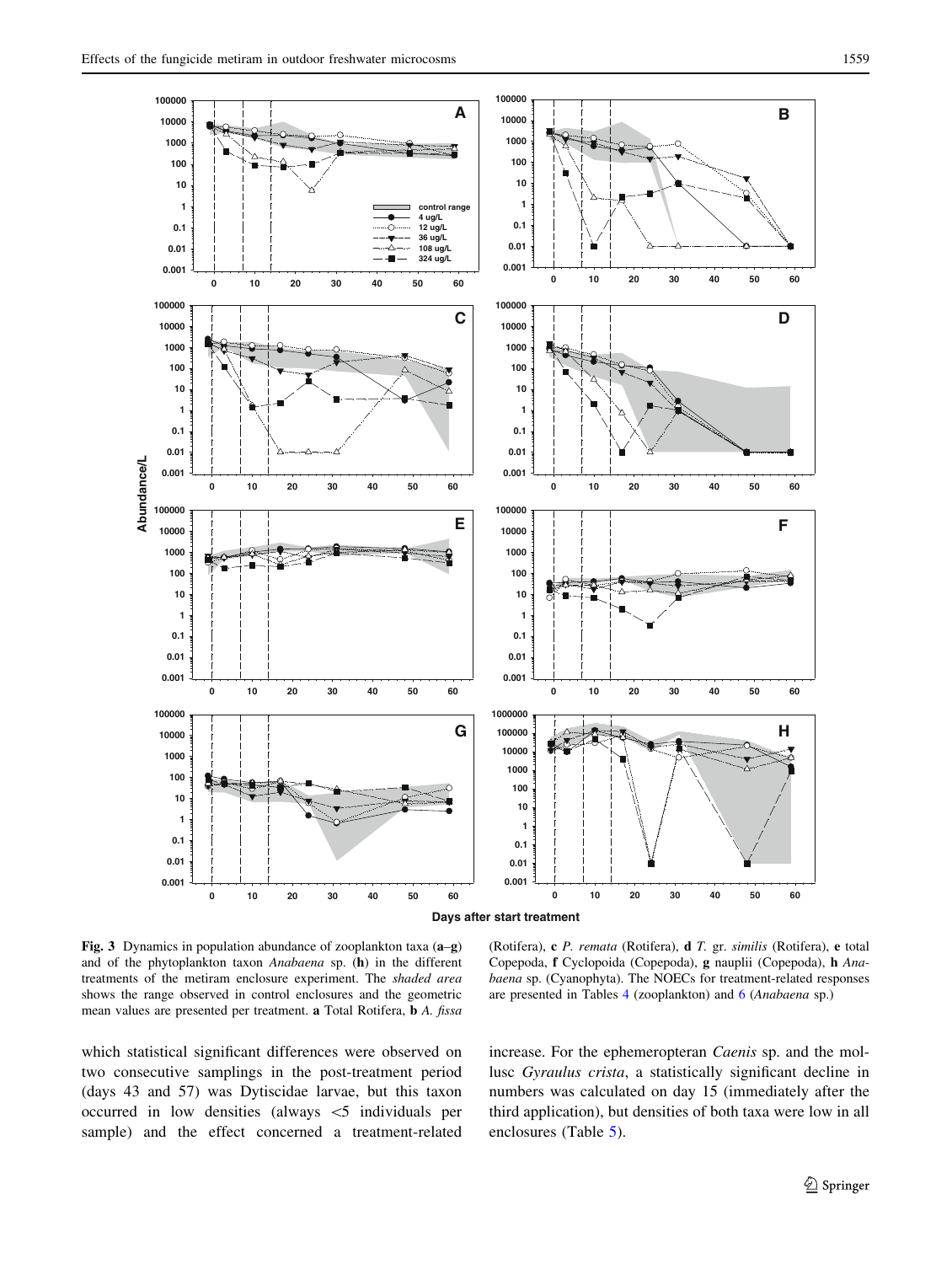100000
10000
1000
100
10
1
0.1
0.01
0.001

A

control range
4 ug/L
12 ug/L
36 ug/L
108 ug/L
324 ug/L

B

C

D

E

F

G

H

Abundance/L

0 10 20 30 40 50 60

Days after start treatment

**Fig. 3** Dynamics in population abundance of zooplankton taxa (**a**–**g**) and of the phytoplankton taxon *Anabaena* sp. (**h**) in the different treatments of the metiram enclosure experiment. The *shaded area* shows the range observed in control enclosures and the geometric mean values are presented per treatment. **a** Total Rotifera, **b** *A. fissa* (Rotifera), **c** *P. remata* (Rotifera), **d** *T.* gr. *similis* (Rotifera), **e** total Copepoda, **f** Cyclopoida (Copepoda), **g** nauplii (Copepoda), **h** *Anabaena* sp. (Cyanophyta). The NOECs for treatment-related responses are presented in Tables 4 (zooplankton) and 6 (*Anabaena* sp.)

which statistical significant differences were observed on two consecutive samplings in the post-treatment period (days 43 and 57) was Dytiscidae larvae, but this taxon occurred in low densities (always <5 individuals per sample) and the effect concerned a treatment-related increase. For the ephemeropteran *Caenis* sp. and the mollusc *Gyraulus crista*, a statistically significant decline in numbers was calculated on day 15 (immediately after the third application), but densities of both taxa were low in all enclosures (Table 5).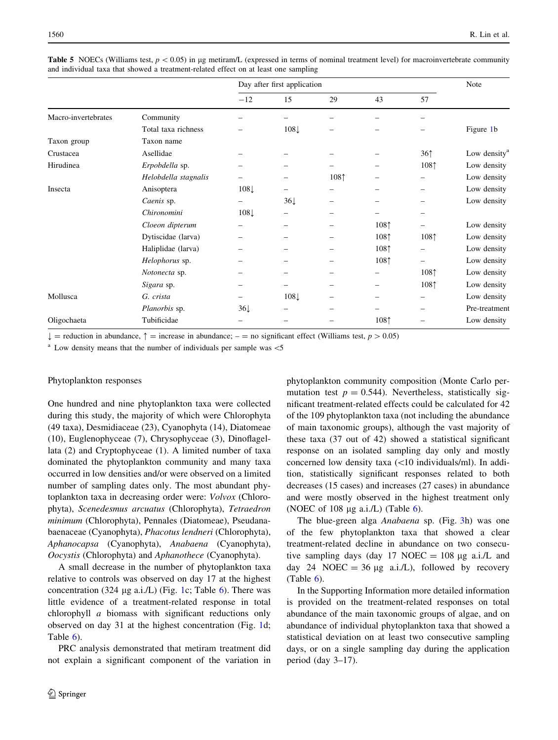**Table 5** NOECs (Williams test, $p < 0.05$) in μg metiram/L (expressed in terms of nominal treatment level) for macroinvertebrate community and individual taxa that showed a treatment-related effect on at least one sampling

| | | Day after first application | | | | | Note |
|---|---|---|---|---|---|---|---|
| | | −12 | 15 | 29 | 43 | 57 | |
| Macro-invertebrates | Community | – | – | – | – | – | |
| | Total taxa richness | – | 108↓ | – | – | – | Figure 1b |
| Taxon group | Taxon name | | | | | | |
| Crustacea | Asellidae | – | – | – | – | 36↑ | Low density[a] |
| Hirudinea | *Erpobdella* sp. | – | – | – | – | 108↑ | Low density |
| | *Helobdella stagnalis* | – | – | 108↑ | – | – | Low density |
| Insecta | Anisoptera | 108↓ | – | – | – | – | Low density |
| | *Caenis* sp. | – | 36↓ | – | – | – | Low density |
| | *Chironomini* | 108↓ | – | – | – | – | |
| | *Cloeon dipterum* | – | – | – | 108↑ | – | Low density |
| | Dytiscidae (larva) | – | – | – | 108↑ | 108↑ | Low density |
| | Haliplidae (larva) | – | – | – | 108↑ | – | Low density |
| | *Helophorus* sp. | – | – | – | 108↑ | – | Low density |
| | *Notonecta* sp. | – | – | – | – | 108↑ | Low density |
| | *Sigara* sp. | – | – | – | – | 108↑ | Low density |
| Mollusca | *G. crista* | – | 108↓ | – | – | – | Low density |
| | *Planorbis* sp. | 36↓ | – | – | – | – | Pre-treatment |
| Oligochaeta | Tubificidae | – | – | – | 108↑ | – | Low density |

↓ = reduction in abundance, ↑ = increase in abundance; – = no significant effect (Williams test, $p > 0.05$)

[a] Low density means that the number of individuals per sample was <5

Phytoplankton responses

One hundred and nine phytoplankton taxa were collected during this study, the majority of which were Chlorophyta (49 taxa), Desmidiaceae (23), Cyanophyta (14), Diatomeae (10), Euglenophyceae (7), Chrysophyceae (3), Dinoflagellata (2) and Cryptophyceae (1). A limited number of taxa dominated the phytoplankton community and many taxa occurred in low densities and/or were observed on a limited number of sampling dates only. The most abundant phytoplankton taxa in decreasing order were: *Volvox* (Chlorophyta), *Scenedesmus arcuatus* (Chlorophyta), *Tetraedron minimum* (Chlorophyta), Pennales (Diatomeae), Pseudanabaenaceae (Cyanophyta), *Phacotus lendneri* (Chlorophyta), *Aphanocapsa* (Cyanophyta), *Anabaena* (Cyanophyta), *Oocystis* (Chlorophyta) and *Aphanothece* (Cyanophyta).

A small decrease in the number of phytoplankton taxa relative to controls was observed on day 17 at the highest concentration (324 μg a.i./L) (Fig. 1c; Table 6). There was little evidence of a treatment-related response in total chlorophyll *a* biomass with significant reductions only observed on day 31 at the highest concentration (Fig. 1d; Table 6).

PRC analysis demonstrated that metiram treatment did not explain a significant component of the variation in phytoplankton community composition (Monte Carlo permutation test $p = 0.544$). Nevertheless, statistically significant treatment-related effects could be calculated for 42 of the 109 phytoplankton taxa (not including the abundance of main taxonomic groups), although the vast majority of these taxa (37 out of 42) showed a statistical significant response on an isolated sampling day only and mostly concerned low density taxa (<10 individuals/ml). In addition, statistically significant responses related to both decreases (15 cases) and increases (27 cases) in abundance and were mostly observed in the highest treatment only (NOEC of 108 μg a.i./L) (Table 6).

The blue-green alga *Anabaena* sp. (Fig. 3h) was one of the few phytoplankton taxa that showed a clear treatment-related decline in abundance on two consecutive sampling days (day 17 NOEC = 108 μg a.i./L and day 24 NOEC = 36 μg a.i./L), followed by recovery (Table 6).

In the Supporting Information more detailed information is provided on the treatment-related responses on total abundance of the main taxonomic groups of algae, and on abundance of individual phytoplankton taxa that showed a statistical deviation on at least two consecutive sampling days, or on a single sampling day during the application period (day 3–17).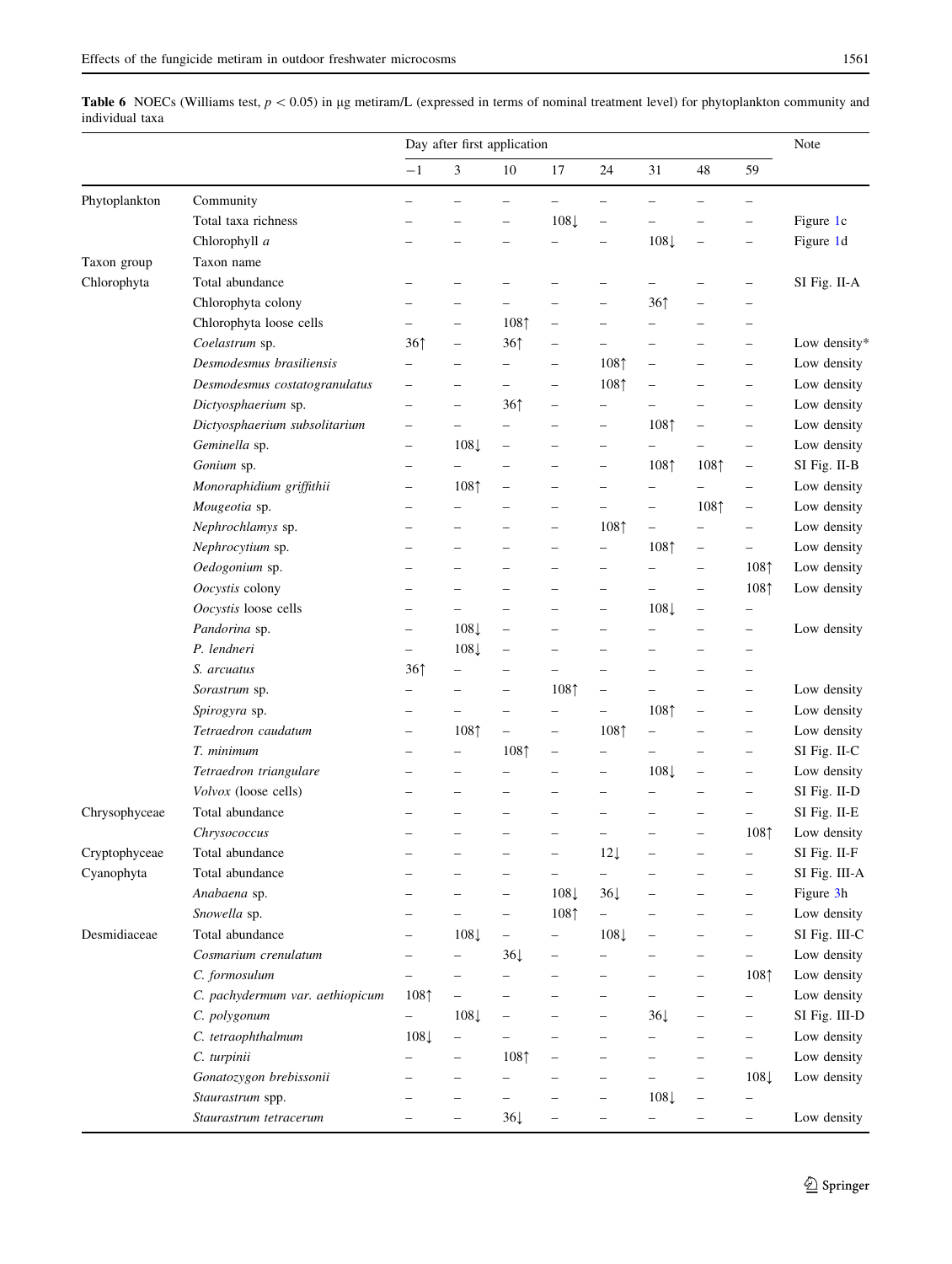**Table 6** NOECs (Williams test, $p < 0.05$) in µg metiram/L (expressed in terms of nominal treatment level) for phytoplankton community and individual taxa

| | | Day after first application | | | | | | | | Note |
|---|---|---|---|---|---|---|---|---|---|---|
| | | −1 | 3 | 10 | 17 | 24 | 31 | 48 | 59 | |
| Phytoplankton | Community | – | – | – | – | – | – | – | – | |
| | Total taxa richness | – | – | – | 108↓ | – | – | – | – | Figure 1c |
| | Chlorophyll *a* | – | – | – | – | – | 108↓ | – | – | Figure 1d |
| Taxon group | Taxon name | | | | | | | | | |
| Chlorophyta | Total abundance | – | – | – | – | – | – | – | – | SI Fig. II-A |
| | Chlorophyta colony | – | – | – | – | – | 36↑ | – | – | |
| | Chlorophyta loose cells | – | – | 108↑ | – | – | – | – | – | |
| | *Coelastrum* sp. | 36↑ | – | 36↑ | – | – | – | – | – | Low density* |
| | *Desmodesmus brasiliensis* | – | – | – | – | 108↑ | – | – | – | Low density |
| | *Desmodesmus costatogranulatus* | – | – | – | – | 108↑ | – | – | – | Low density |
| | *Dictyosphaerium* sp. | – | – | 36↑ | – | – | – | – | – | Low density |
| | *Dictyosphaerium subsolitarium* | – | – | – | – | – | 108↑ | – | – | Low density |
| | *Geminella* sp. | – | 108↓ | – | – | – | – | – | – | Low density |
| | *Gonium* sp. | – | – | – | – | – | 108↑ | 108↑ | – | SI Fig. II-B |
| | *Monoraphidium griffithii* | – | 108↑ | – | – | – | – | – | – | Low density |
| | *Mougeotia* sp. | – | – | – | – | – | – | 108↑ | – | Low density |
| | *Nephrochlamys* sp. | – | – | – | – | 108↑ | – | – | – | Low density |
| | *Nephrocytium* sp. | – | – | – | – | – | 108↑ | – | – | Low density |
| | *Oedogonium* sp. | – | – | – | – | – | – | – | 108↑ | Low density |
| | *Oocystis* colony | – | – | – | – | – | – | – | 108↑ | Low density |
| | *Oocystis* loose cells | – | – | – | – | – | 108↓ | – | – | |
| | *Pandorina* sp. | – | 108↓ | – | – | – | – | – | – | Low density |
| | *P. lendneri* | – | 108↓ | – | – | – | – | – | – | |
| | *S. arcuatus* | 36↑ | – | – | – | – | – | – | – | |
| | *Sorastrum* sp. | – | – | – | 108↑ | – | – | – | – | Low density |
| | *Spirogyra* sp. | – | – | – | – | – | 108↑ | – | – | Low density |
| | *Tetraedron caudatum* | – | 108↑ | – | – | 108↑ | – | – | – | Low density |
| | *T. minimum* | – | – | 108↑ | – | – | – | – | – | SI Fig. II-C |
| | *Tetraedron triangulare* | – | – | – | – | – | 108↓ | – | – | Low density |
| | *Volvox* (loose cells) | – | – | – | – | – | – | – | – | SI Fig. II-D |
| Chrysophyceae | Total abundance | – | – | – | – | – | – | – | – | SI Fig. II-E |
| | *Chrysococcus* | – | – | – | – | – | – | – | 108↑ | Low density |
| Cryptophyceae | Total abundance | – | – | – | – | 12↓ | – | – | – | SI Fig. II-F |
| Cyanophyta | Total abundance | – | – | – | – | – | – | – | – | SI Fig. III-A |
| | *Anabaena* sp. | – | – | – | 108↓ | 36↓ | – | – | – | Figure 3h |
| | *Snowella* sp. | – | – | – | 108↑ | – | – | – | – | Low density |
| Desmidiaceae | Total abundance | – | 108↓ | – | – | 108↓ | – | – | – | SI Fig. III-C |
| | *Cosmarium crenulatum* | – | – | 36↓ | – | – | – | – | – | Low density |
| | *C. formosulum* | – | – | – | – | – | – | – | 108↑ | Low density |
| | *C. pachydermum var. aethiopicum* | 108↑ | – | – | – | – | – | – | – | Low density |
| | *C. polygonum* | – | 108↓ | – | – | – | 36↓ | – | – | SI Fig. III-D |
| | *C. tetraophthalmum* | 108↓ | – | – | – | – | – | – | – | Low density |
| | *C. turpinii* | – | – | 108↑ | – | – | – | – | – | Low density |
| | *Gonatozygon brebissonii* | – | – | – | – | – | – | – | 108↓ | Low density |
| | *Staurastrum* spp. | – | – | – | – | – | 108↓ | – | – | |
| | *Staurastrum tetracerum* | – | – | 36↓ | – | – | – | – | – | Low density |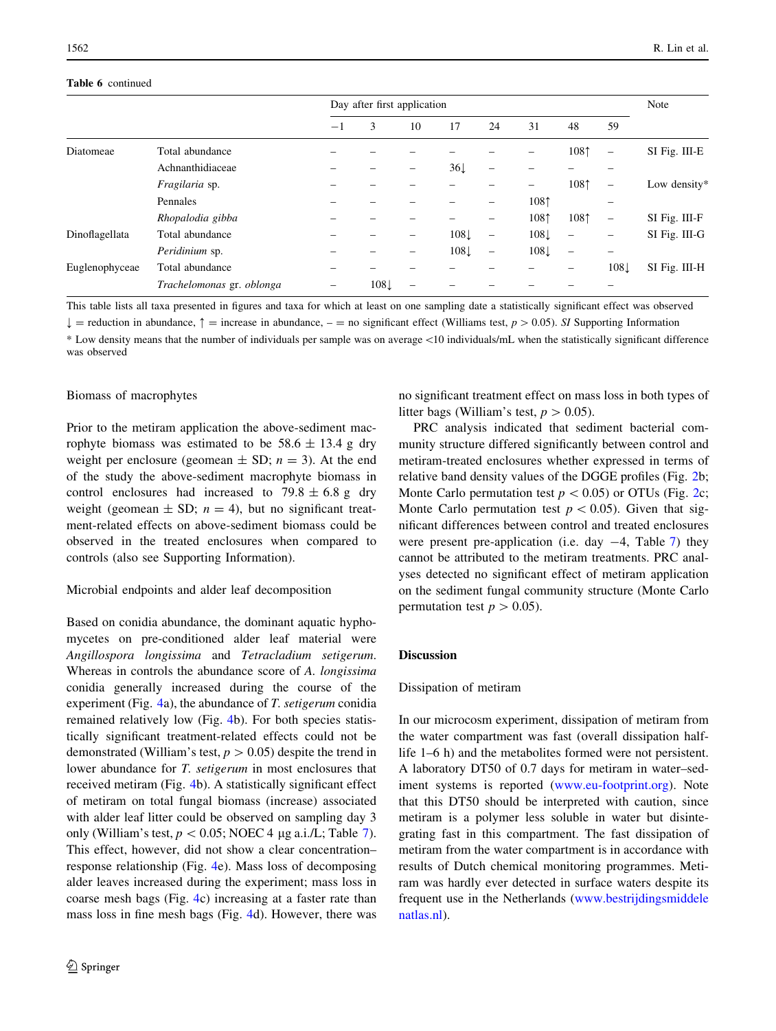**Table 6** continued

| | | Day after first application | | | | | | | | Note |
|---|---|---|---|---|---|---|---|---|---|---|
| | | −1 | 3 | 10 | 17 | 24 | 31 | 48 | 59 | |
| Diatomeae | Total abundance | – | – | – | – | – | – | 108↑ | – | SI Fig. III-E |
| | Achnanthidiaceae | – | – | – | 36↓ | – | – | – | – | |
| | *Fragilaria* sp. | – | – | – | – | – | – | 108↑ | – | Low density* |
| | Pennales | – | – | – | – | – | 108↑ | | – | |
| | *Rhopalodia gibba* | – | – | – | – | – | 108↑ | 108↑ | – | SI Fig. III-F |
| Dinoflagellata | Total abundance | – | – | – | 108↓ | – | 108↓ | – | – | SI Fig. III-G |
| | *Peridinium* sp. | – | – | – | 108↓ | – | 108↓ | – | – | |
| Euglenophyceae | Total abundance | – | – | – | – | – | – | – | 108↓ | SI Fig. III-H |
| | *Trachelomonas* gr. *oblonga* | – | 108↓ | – | – | – | – | – | – | |

This table lists all taxa presented in figures and taxa for which at least on one sampling date a statistically significant effect was observed

↓ = reduction in abundance, ↑ = increase in abundance, – = no significant effect (Williams test, $p > 0.05$). *SI* Supporting Information

* Low density means that the number of individuals per sample was on average <10 individuals/mL when the statistically significant difference was observed

### Biomass of macrophytes

Prior to the metiram application the above-sediment macrophyte biomass was estimated to be $58.6 \pm 13.4$ g dry weight per enclosure (geomean ± SD; $n = 3$). At the end of the study the above-sediment macrophyte biomass in control enclosures had increased to $79.8 \pm 6.8$ g dry weight (geomean ± SD; $n = 4$), but no significant treatment-related effects on above-sediment biomass could be observed in the treated enclosures when compared to controls (also see Supporting Information).

### Microbial endpoints and alder leaf decomposition

Based on conidia abundance, the dominant aquatic hyphomycetes on pre-conditioned alder leaf material were *Angillospora longissima* and *Tetracladium setigerum*. Whereas in controls the abundance score of *A. longissima* conidia generally increased during the course of the experiment (Fig. 4a), the abundance of *T. setigerum* conidia remained relatively low (Fig. 4b). For both species statistically significant treatment-related effects could not be demonstrated (William's test, $p > 0.05$) despite the trend in lower abundance for *T. setigerum* in most enclosures that received metiram (Fig. 4b). A statistically significant effect of metiram on total fungal biomass (increase) associated with alder leaf litter could be observed on sampling day 3 only (William's test, $p < 0.05$; NOEC 4 µg a.i./L; Table 7). This effect, however, did not show a clear concentration–response relationship (Fig. 4e). Mass loss of decomposing alder leaves increased during the experiment; mass loss in coarse mesh bags (Fig. 4c) increasing at a faster rate than mass loss in fine mesh bags (Fig. 4d). However, there was no significant treatment effect on mass loss in both types of litter bags (William's test, $p > 0.05$).

PRC analysis indicated that sediment bacterial community structure differed significantly between control and metiram-treated enclosures whether expressed in terms of relative band density values of the DGGE profiles (Fig. 2b; Monte Carlo permutation test $p < 0.05$) or OTUs (Fig. 2c; Monte Carlo permutation test $p < 0.05$). Given that significant differences between control and treated enclosures were present pre-application (i.e. day −4, Table 7) they cannot be attributed to the metiram treatments. PRC analyses detected no significant effect of metiram application on the sediment fungal community structure (Monte Carlo permutation test $p > 0.05$).

## Discussion

### Dissipation of metiram

In our microcosm experiment, dissipation of metiram from the water compartment was fast (overall dissipation half-life 1–6 h) and the metabolites formed were not persistent. A laboratory DT50 of 0.7 days for metiram in water–sediment systems is reported (www.eu-footprint.org). Note that this DT50 should be interpreted with caution, since metiram is a polymer less soluble in water but disintegrating fast in this compartment. The fast dissipation of metiram from the water compartment is in accordance with results of Dutch chemical monitoring programmes. Metiram was hardly ever detected in surface waters despite its frequent use in the Netherlands (www.bestrijdingsmiddelenatlas.nl).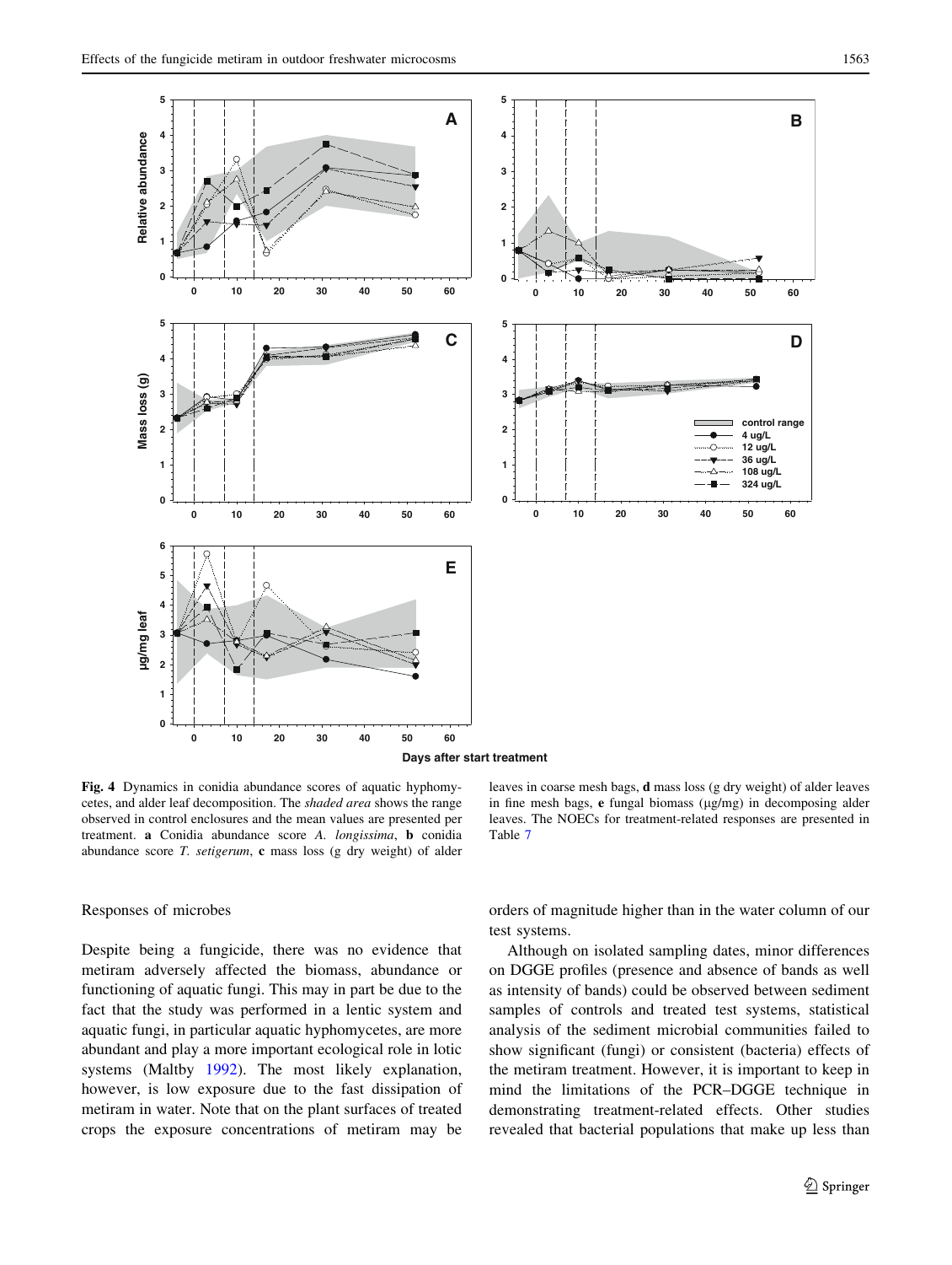A

Relative abundance

5
4
3
2
1
0

0 10 20 30 40 50 60

B

5
4
3
2
1
0

0 10 20 30 40 50 60

C

Mass loss (g)

5
4
3
2
1
0

0 10 20 30 40 50 60

D

5
4
3
2
1
0

0 10 20 30 40 50 60

control range
4 ug/L
12 ug/L
36 ug/L
108 ug/L
324 ug/L

E

µg/mg leaf

6
5
4
3
2
1
0

0 10 20 30 40 50 60

Days after start treatment

**Fig. 4** Dynamics in conidia abundance scores of aquatic hyphomycetes, and alder leaf decomposition. The *shaded area* shows the range observed in control enclosures and the mean values are presented per treatment. **a** Conidia abundance score *A. longissima*, **b** conidia abundance score *T. setigerum*, **c** mass loss (g dry weight) of alder leaves in coarse mesh bags, **d** mass loss (g dry weight) of alder leaves in fine mesh bags, **e** fungal biomass (µg/mg) in decomposing alder leaves. The NOECs for treatment-related responses are presented in Table 7

Responses of microbes

Despite being a fungicide, there was no evidence that metiram adversely affected the biomass, abundance or functioning of aquatic fungi. This may in part be due to the fact that the study was performed in a lentic system and aquatic fungi, in particular aquatic hyphomycetes, are more abundant and play a more important ecological role in lotic systems (Maltby 1992). The most likely explanation, however, is low exposure due to the fast dissipation of metiram in water. Note that on the plant surfaces of treated crops the exposure concentrations of metiram may be orders of magnitude higher than in the water column of our test systems.

Although on isolated sampling dates, minor differences on DGGE profiles (presence and absence of bands as well as intensity of bands) could be observed between sediment samples of controls and treated test systems, statistical analysis of the sediment microbial communities failed to show significant (fungi) or consistent (bacteria) effects of the metiram treatment. However, it is important to keep in mind the limitations of the PCR–DGGE technique in demonstrating treatment-related effects. Other studies revealed that bacterial populations that make up less than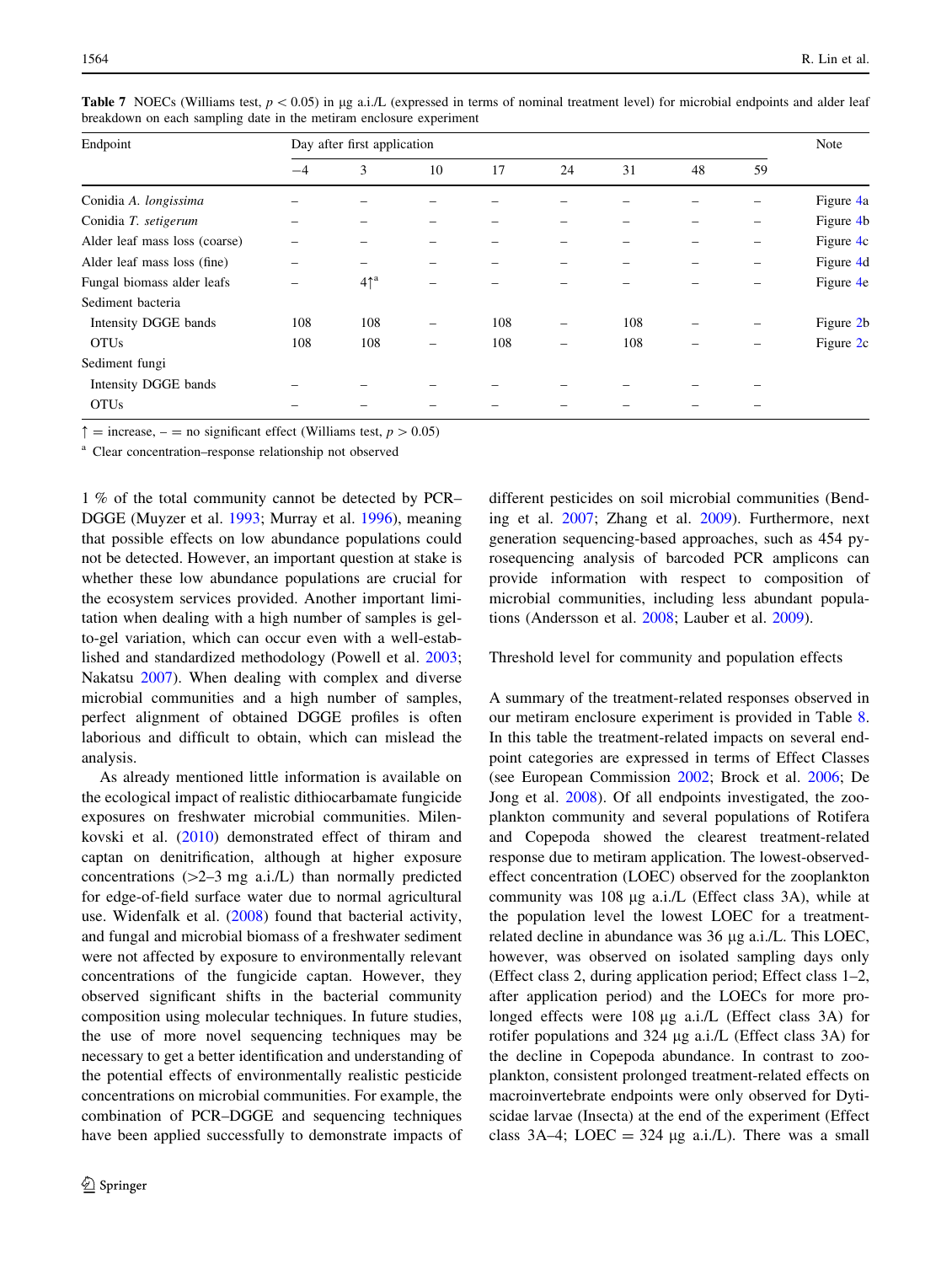**Table 7** NOECs (Williams test, $p < 0.05$) in μg a.i./L (expressed in terms of nominal treatment level) for microbial endpoints and alder leaf breakdown on each sampling date in the metiram enclosure experiment

| Endpoint | Day after first application | | | | | | | | Note |
|---|---|---|---|---|---|---|---|---|---|
| | −4 | 3 | 10 | 17 | 24 | 31 | 48 | 59 | |
| Conidia *A. longissima* | – | – | – | – | – | – | – | – | Figure 4a |
| Conidia *T. setigerum* | – | – | – | – | – | – | – | – | Figure 4b |
| Alder leaf mass loss (coarse) | – | – | – | – | – | – | – | – | Figure 4c |
| Alder leaf mass loss (fine) | – | – | – | – | – | – | – | – | Figure 4d |
| Fungal biomass alder leafs | – | 4↑[a] | – | – | – | – | – | – | Figure 4e |
| Sediment bacteria | | | | | | | | | |
| Intensity DGGE bands | 108 | 108 | – | 108 | – | 108 | – | – | Figure 2b |
| OTUs | 108 | 108 | – | 108 | – | 108 | – | – | Figure 2c |
| Sediment fungi | | | | | | | | | |
| Intensity DGGE bands | – | – | – | – | – | – | – | – | |
| OTUs | – | – | – | – | – | – | – | – | |

↑ = increase, – = no significant effect (Williams test, $p > 0.05$)

[a] Clear concentration–response relationship not observed

1 % of the total community cannot be detected by PCR–DGGE (Muyzer et al. 1993; Murray et al. 1996), meaning that possible effects on low abundance populations could not be detected. However, an important question at stake is whether these low abundance populations are crucial for the ecosystem services provided. Another important limitation when dealing with a high number of samples is gel-to-gel variation, which can occur even with a well-established and standardized methodology (Powell et al. 2003; Nakatsu 2007). When dealing with complex and diverse microbial communities and a high number of samples, perfect alignment of obtained DGGE profiles is often laborious and difficult to obtain, which can mislead the analysis.

As already mentioned little information is available on the ecological impact of realistic dithiocarbamate fungicide exposures on freshwater microbial communities. Milenkovski et al. (2010) demonstrated effect of thiram and captan on denitrification, although at higher exposure concentrations (>2–3 mg a.i./L) than normally predicted for edge-of-field surface water due to normal agricultural use. Widenfalk et al. (2008) found that bacterial activity, and fungal and microbial biomass of a freshwater sediment were not affected by exposure to environmentally relevant concentrations of the fungicide captan. However, they observed significant shifts in the bacterial community composition using molecular techniques. In future studies, the use of more novel sequencing techniques may be necessary to get a better identification and understanding of the potential effects of environmentally realistic pesticide concentrations on microbial communities. For example, the combination of PCR–DGGE and sequencing techniques have been applied successfully to demonstrate impacts of different pesticides on soil microbial communities (Bending et al. 2007; Zhang et al. 2009). Furthermore, next generation sequencing-based approaches, such as 454 pyrosequencing analysis of barcoded PCR amplicons can provide information with respect to composition of microbial communities, including less abundant populations (Andersson et al. 2008; Lauber et al. 2009).

## Threshold level for community and population effects

A summary of the treatment-related responses observed in our metiram enclosure experiment is provided in Table 8. In this table the treatment-related impacts on several endpoint categories are expressed in terms of Effect Classes (see European Commission 2002; Brock et al. 2006; De Jong et al. 2008). Of all endpoints investigated, the zooplankton community and several populations of Rotifera and Copepoda showed the clearest treatment-related response due to metiram application. The lowest-observed-effect concentration (LOEC) observed for the zooplankton community was 108 μg a.i./L (Effect class 3A), while at the population level the lowest LOEC for a treatment-related decline in abundance was 36 μg a.i./L. This LOEC, however, was observed on isolated sampling days only (Effect class 2, during application period; Effect class 1–2, after application period) and the LOECs for more prolonged effects were 108 μg a.i./L (Effect class 3A) for rotifer populations and 324 μg a.i./L (Effect class 3A) for the decline in Copepoda abundance. In contrast to zooplankton, consistent prolonged treatment-related effects on macroinvertebrate endpoints were only observed for Dytiscidae larvae (Insecta) at the end of the experiment (Effect class 3A–4; LOEC = 324 μg a.i./L). There was a small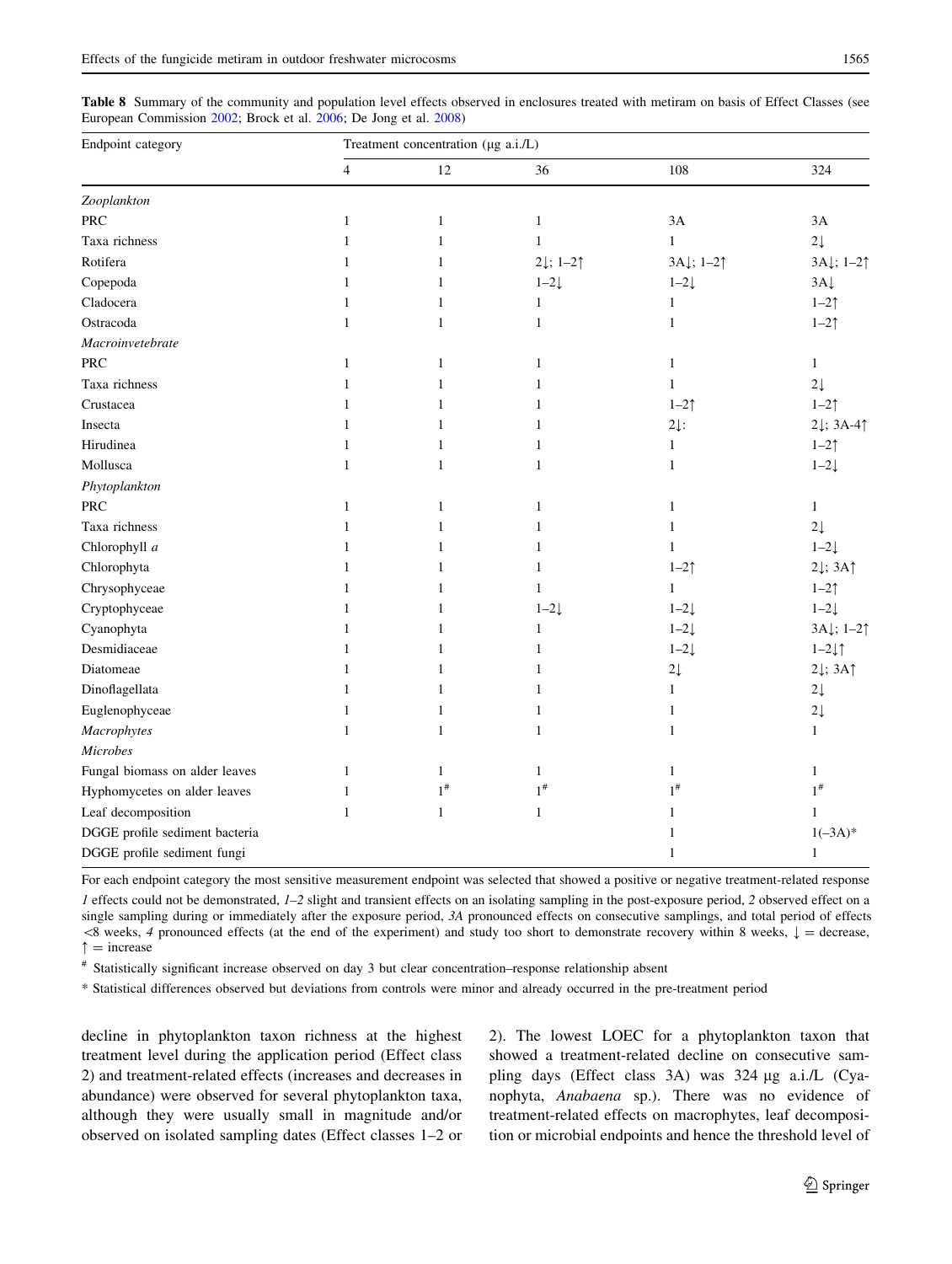**Table 8** Summary of the community and population level effects observed in enclosures treated with metiram on basis of Effect Classes (see European Commission 2002; Brock et al. 2006; De Jong et al. 2008)

| Endpoint category | Treatment concentration (µg a.i./L) | | | | |
|---|---|---|---|---|---|
| | 4 | 12 | 36 | 108 | 324 |
| *Zooplankton* | | | | | |
| PRC | 1 | 1 | 1 | 3A | 3A |
| Taxa richness | 1 | 1 | 1 | 1 | 2↓ |
| Rotifera | 1 | 1 | 2↓; 1–2↑ | 3A↓; 1–2↑ | 3A↓; 1–2↑ |
| Copepoda | 1 | 1 | 1–2↓ | 1–2↓ | 3A↓ |
| Cladocera | 1 | 1 | 1 | 1 | 1–2↑ |
| Ostracoda | 1 | 1 | 1 | 1 | 1–2↑ |
| *Macroinvetebrate* | | | | | |
| PRC | 1 | 1 | 1 | 1 | 1 |
| Taxa richness | 1 | 1 | 1 | 1 | 2↓ |
| Crustacea | 1 | 1 | 1 | 1–2↑ | 1–2↑ |
| Insecta | 1 | 1 | 1 | 2↓: | 2↓; 3A-4↑ |
| Hirudinea | 1 | 1 | 1 | 1 | 1–2↑ |
| Mollusca | 1 | 1 | 1 | 1 | 1–2↓ |
| *Phytoplankton* | | | | | |
| PRC | 1 | 1 | 1 | 1 | 1 |
| Taxa richness | 1 | 1 | 1 | 1 | 2↓ |
| Chlorophyll *a* | 1 | 1 | 1 | 1 | 1–2↓ |
| Chlorophyta | 1 | 1 | 1 | 1–2↑ | 2↓; 3A↑ |
| Chrysophyceae | 1 | 1 | 1 | 1 | 1–2↑ |
| Cryptophyceae | 1 | 1 | 1–2↓ | 1–2↓ | 1–2↓ |
| Cyanophyta | 1 | 1 | 1 | 1–2↓ | 3A↓; 1–2↑ |
| Desmidiaceae | 1 | 1 | 1 | 1–2↓ | 1–2↓↑ |
| Diatomeae | 1 | 1 | 1 | 2↓ | 2↓; 3A↑ |
| Dinoflagellata | 1 | 1 | 1 | 1 | 2↓ |
| Euglenophyceae | 1 | 1 | 1 | 1 | 2↓ |
| *Macrophytes* | 1 | 1 | 1 | 1 | 1 |
| *Microbes* | | | | | |
| Fungal biomass on alder leaves | 1 | 1 | 1 | 1 | 1 |
| Hyphomycetes on alder leaves | 1 | 1[#] | 1[#] | 1[#] | 1[#] |
| Leaf decomposition | 1 | 1 | 1 | 1 | 1 |
| DGGE profile sediment bacteria | | | | 1 | 1(–3A)* |
| DGGE profile sediment fungi | | | | 1 | 1 |

For each endpoint category the most sensitive measurement endpoint was selected that showed a positive or negative treatment-related response

*1* effects could not be demonstrated, *1–2* slight and transient effects on an isolating sampling in the post-exposure period, *2* observed effect on a single sampling during or immediately after the exposure period, *3A* pronounced effects on consecutive samplings, and total period of effects <8 weeks, *4* pronounced effects (at the end of the experiment) and study too short to demonstrate recovery within 8 weeks, ↓ = decrease, ↑ = increase

[#] Statistically significant increase observed on day 3 but clear concentration–response relationship absent

\* Statistical differences observed but deviations from controls were minor and already occurred in the pre-treatment period

decline in phytoplankton taxon richness at the highest treatment level during the application period (Effect class 2) and treatment-related effects (increases and decreases in abundance) were observed for several phytoplankton taxa, although they were usually small in magnitude and/or observed on isolated sampling dates (Effect classes 1–2 or 2). The lowest LOEC for a phytoplankton taxon that showed a treatment-related decline on consecutive sampling days (Effect class 3A) was 324 µg a.i./L (Cyanophyta, *Anabaena* sp.). There was no evidence of treatment-related effects on macrophytes, leaf decomposition or microbial endpoints and hence the threshold level of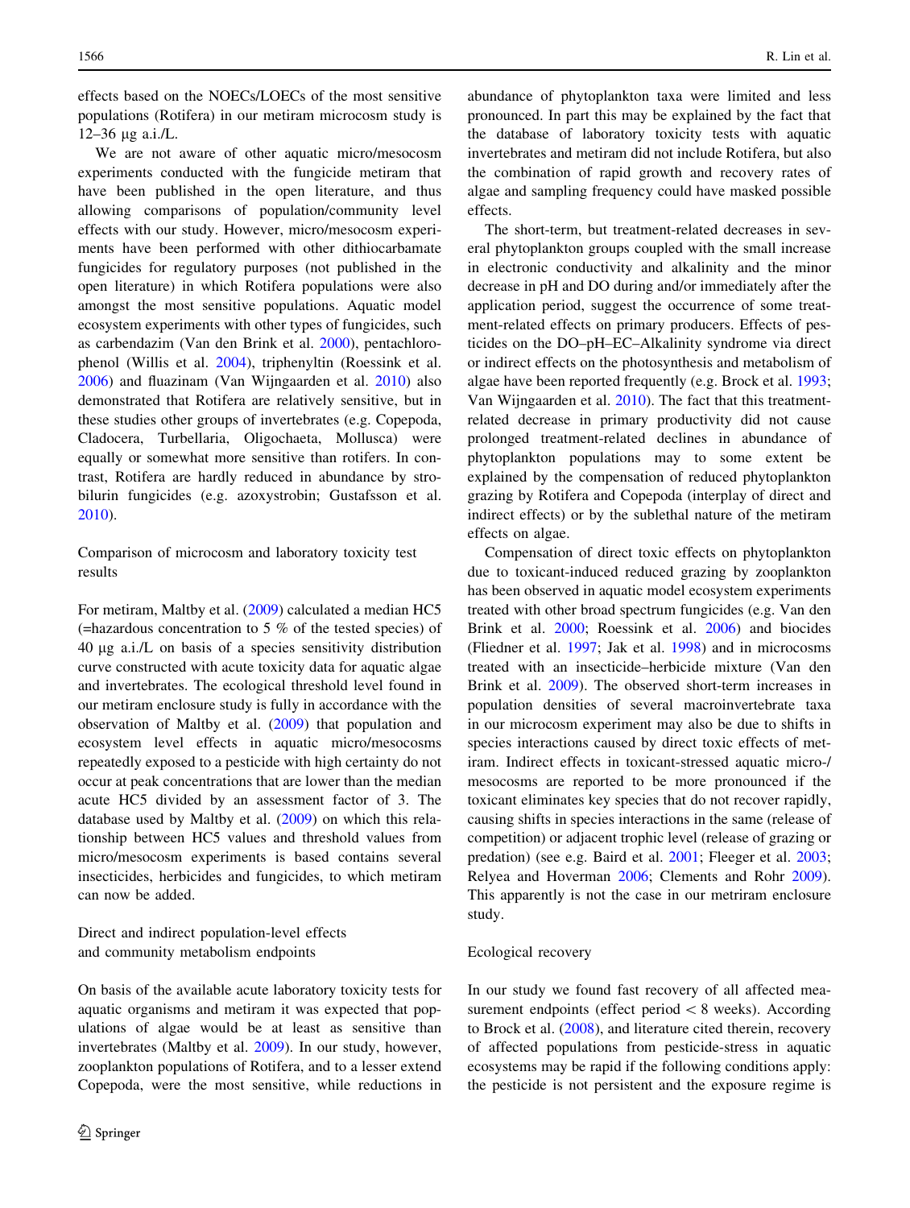effects based on the NOECs/LOECs of the most sensitive populations (Rotifera) in our metiram microcosm study is 12–36 μg a.i./L.

We are not aware of other aquatic micro/mesocosm experiments conducted with the fungicide metiram that have been published in the open literature, and thus allowing comparisons of population/community level effects with our study. However, micro/mesocosm experiments have been performed with other dithiocarbamate fungicides for regulatory purposes (not published in the open literature) in which Rotifera populations were also amongst the most sensitive populations. Aquatic model ecosystem experiments with other types of fungicides, such as carbendazim (Van den Brink et al. 2000), pentachlorophenol (Willis et al. 2004), triphenyltin (Roessink et al. 2006) and fluazinam (Van Wijngaarden et al. 2010) also demonstrated that Rotifera are relatively sensitive, but in these studies other groups of invertebrates (e.g. Copepoda, Cladocera, Turbellaria, Oligochaeta, Mollusca) were equally or somewhat more sensitive than rotifers. In contrast, Rotifera are hardly reduced in abundance by strobilurin fungicides (e.g. azoxystrobin; Gustafsson et al. 2010).

## Comparison of microcosm and laboratory toxicity test results

For metiram, Maltby et al. (2009) calculated a median HC5 (=hazardous concentration to 5 % of the tested species) of 40 μg a.i./L on basis of a species sensitivity distribution curve constructed with acute toxicity data for aquatic algae and invertebrates. The ecological threshold level found in our metiram enclosure study is fully in accordance with the observation of Maltby et al. (2009) that population and ecosystem level effects in aquatic micro/mesocosms repeatedly exposed to a pesticide with high certainty do not occur at peak concentrations that are lower than the median acute HC5 divided by an assessment factor of 3. The database used by Maltby et al. (2009) on which this relationship between HC5 values and threshold values from micro/mesocosm experiments is based contains several insecticides, herbicides and fungicides, to which metiram can now be added.

## Direct and indirect population-level effects and community metabolism endpoints

On basis of the available acute laboratory toxicity tests for aquatic organisms and metiram it was expected that populations of algae would be at least as sensitive than invertebrates (Maltby et al. 2009). In our study, however, zooplankton populations of Rotifera, and to a lesser extend Copepoda, were the most sensitive, while reductions in abundance of phytoplankton taxa were limited and less pronounced. In part this may be explained by the fact that the database of laboratory toxicity tests with aquatic invertebrates and metiram did not include Rotifera, but also the combination of rapid growth and recovery rates of algae and sampling frequency could have masked possible effects.

The short-term, but treatment-related decreases in several phytoplankton groups coupled with the small increase in electronic conductivity and alkalinity and the minor decrease in pH and DO during and/or immediately after the application period, suggest the occurrence of some treatment-related effects on primary producers. Effects of pesticides on the DO–pH–EC–Alkalinity syndrome via direct or indirect effects on the photosynthesis and metabolism of algae have been reported frequently (e.g. Brock et al. 1993; Van Wijngaarden et al. 2010). The fact that this treatment-related decrease in primary productivity did not cause prolonged treatment-related declines in abundance of phytoplankton populations may to some extent be explained by the compensation of reduced phytoplankton grazing by Rotifera and Copepoda (interplay of direct and indirect effects) or by the sublethal nature of the metiram effects on algae.

Compensation of direct toxic effects on phytoplankton due to toxicant-induced reduced grazing by zooplankton has been observed in aquatic model ecosystem experiments treated with other broad spectrum fungicides (e.g. Van den Brink et al. 2000; Roessink et al. 2006) and biocides (Fliedner et al. 1997; Jak et al. 1998) and in microcosms treated with an insecticide–herbicide mixture (Van den Brink et al. 2009). The observed short-term increases in population densities of several macroinvertebrate taxa in our microcosm experiment may also be due to shifts in species interactions caused by direct toxic effects of metiram. Indirect effects in toxicant-stressed aquatic micro-/mesocosms are reported to be more pronounced if the toxicant eliminates key species that do not recover rapidly, causing shifts in species interactions in the same (release of competition) or adjacent trophic level (release of grazing or predation) (see e.g. Baird et al. 2001; Fleeger et al. 2003; Relyea and Hoverman 2006; Clements and Rohr 2009). This apparently is not the case in our metriram enclosure study.

## Ecological recovery

In our study we found fast recovery of all affected measurement endpoints (effect period < 8 weeks). According to Brock et al. (2008), and literature cited therein, recovery of affected populations from pesticide-stress in aquatic ecosystems may be rapid if the following conditions apply: the pesticide is not persistent and the exposure regime is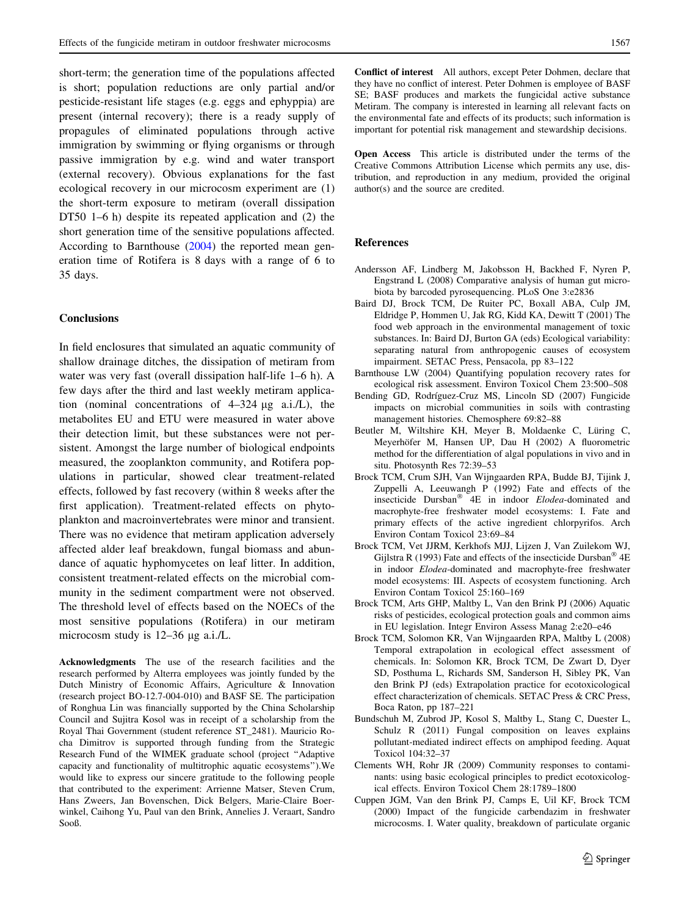short-term; the generation time of the populations affected is short; population reductions are only partial and/or pesticide-resistant life stages (e.g. eggs and ephyppia) are present (internal recovery); there is a ready supply of propagules of eliminated populations through active immigration by swimming or flying organisms or through passive immigration by e.g. wind and water transport (external recovery). Obvious explanations for the fast ecological recovery in our microcosm experiment are (1) the short-term exposure to metiram (overall dissipation DT50 1–6 h) despite its repeated application and (2) the short generation time of the sensitive populations affected. According to Barnthouse (2004) the reported mean generation time of Rotifera is 8 days with a range of 6 to 35 days.

## Conclusions

In field enclosures that simulated an aquatic community of shallow drainage ditches, the dissipation of metiram from water was very fast (overall dissipation half-life 1–6 h). A few days after the third and last weekly metiram application (nominal concentrations of 4–324 μg a.i./L), the metabolites EU and ETU were measured in water above their detection limit, but these substances were not persistent. Amongst the large number of biological endpoints measured, the zooplankton community, and Rotifera populations in particular, showed clear treatment-related effects, followed by fast recovery (within 8 weeks after the first application). Treatment-related effects on phytoplankton and macroinvertebrates were minor and transient. There was no evidence that metiram application adversely affected alder leaf breakdown, fungal biomass and abundance of aquatic hyphomycetes on leaf litter. In addition, consistent treatment-related effects on the microbial community in the sediment compartment were not observed. The threshold level of effects based on the NOECs of the most sensitive populations (Rotifera) in our metiram microcosm study is 12–36 μg a.i./L.

**Acknowledgments** The use of the research facilities and the research performed by Alterra employees was jointly funded by the Dutch Ministry of Economic Affairs, Agriculture & Innovation (research project BO-12.7-004-010) and BASF SE. The participation of Ronghua Lin was financially supported by the China Scholarship Council and Sujitra Kosol was in receipt of a scholarship from the Royal Thai Government (student reference ST_2481). Mauricio Rocha Dimitrov is supported through funding from the Strategic Research Fund of the WIMEK graduate school (project "Adaptive capacity and functionality of multitrophic aquatic ecosystems").We would like to express our sincere gratitude to the following people that contributed to the experiment: Arrienne Matser, Steven Crum, Hans Zweers, Jan Bovenschen, Dick Belgers, Marie-Claire Boerwinkel, Caihong Yu, Paul van den Brink, Annelies J. Veraart, Sandro Sooß.

**Conflict of interest** All authors, except Peter Dohmen, declare that they have no conflict of interest. Peter Dohmen is employee of BASF SE; BASF produces and markets the fungicidal active substance Metiram. The company is interested in learning all relevant facts on the environmental fate and effects of its products; such information is important for potential risk management and stewardship decisions.

**Open Access** This article is distributed under the terms of the Creative Commons Attribution License which permits any use, distribution, and reproduction in any medium, provided the original author(s) and the source are credited.

## References

Andersson AF, Lindberg M, Jakobsson H, Backhed F, Nyren P, Engstrand L (2008) Comparative analysis of human gut microbiota by barcoded pyrosequencing. PLoS One 3:e2836

Baird DJ, Brock TCM, De Ruiter PC, Boxall ABA, Culp JM, Eldridge P, Hommen U, Jak RG, Kidd KA, Dewitt T (2001) The food web approach in the environmental management of toxic substances. In: Baird DJ, Burton GA (eds) Ecological variability: separating natural from anthropogenic causes of ecosystem impairment. SETAC Press, Pensacola, pp 83–122

Barnthouse LW (2004) Quantifying population recovery rates for ecological risk assessment. Environ Toxicol Chem 23:500–508

Bending GD, Rodríguez-Cruz MS, Lincoln SD (2007) Fungicide impacts on microbial communities in soils with contrasting management histories. Chemosphere 69:82–88

Beutler M, Wiltshire KH, Meyer B, Moldaenke C, Lüring C, Meyerhöfer M, Hansen UP, Dau H (2002) A fluorometric method for the differentiation of algal populations in vivo and in situ. Photosynth Res 72:39–53

Brock TCM, Crum SJH, Van Wijngaarden RPA, Budde BJ, Tijink J, Zuppelli A, Leeuwangh P (1992) Fate and effects of the insecticide Dursban® 4E in indoor *Elodea*-dominated and macrophyte-free freshwater model ecosystems: I. Fate and primary effects of the active ingredient chlorpyrifos. Arch Environ Contam Toxicol 23:69–84

Brock TCM, Vet JJRM, Kerkhofs MJJ, Lijzen J, Van Zuilekom WJ, Gijlstra R (1993) Fate and effects of the insecticide Dursban® 4E in indoor *Elodea*-dominated and macrophyte-free freshwater model ecosystems: III. Aspects of ecosystem functioning. Arch Environ Contam Toxicol 25:160–169

Brock TCM, Arts GHP, Maltby L, Van den Brink PJ (2006) Aquatic risks of pesticides, ecological protection goals and common aims in EU legislation. Integr Environ Assess Manag 2:e20–e46

Brock TCM, Solomon KR, Van Wijngaarden RPA, Maltby L (2008) Temporal extrapolation in ecological effect assessment of chemicals. In: Solomon KR, Brock TCM, De Zwart D, Dyer SD, Posthuma L, Richards SM, Sanderson H, Sibley PK, Van den Brink PJ (eds) Extrapolation practice for ecotoxicological effect characterization of chemicals. SETAC Press & CRC Press, Boca Raton, pp 187–221

Bundschuh M, Zubrod JP, Kosol S, Maltby L, Stang C, Duester L, Schulz R (2011) Fungal composition on leaves explains pollutant-mediated indirect effects on amphipod feeding. Aquat Toxicol 104:32–37

Clements WH, Rohr JR (2009) Community responses to contaminants: using basic ecological principles to predict ecotoxicological effects. Environ Toxicol Chem 28:1789–1800

Cuppen JGM, Van den Brink PJ, Camps E, Uil KF, Brock TCM (2000) Impact of the fungicide carbendazim in freshwater microcosms. I. Water quality, breakdown of particulate organic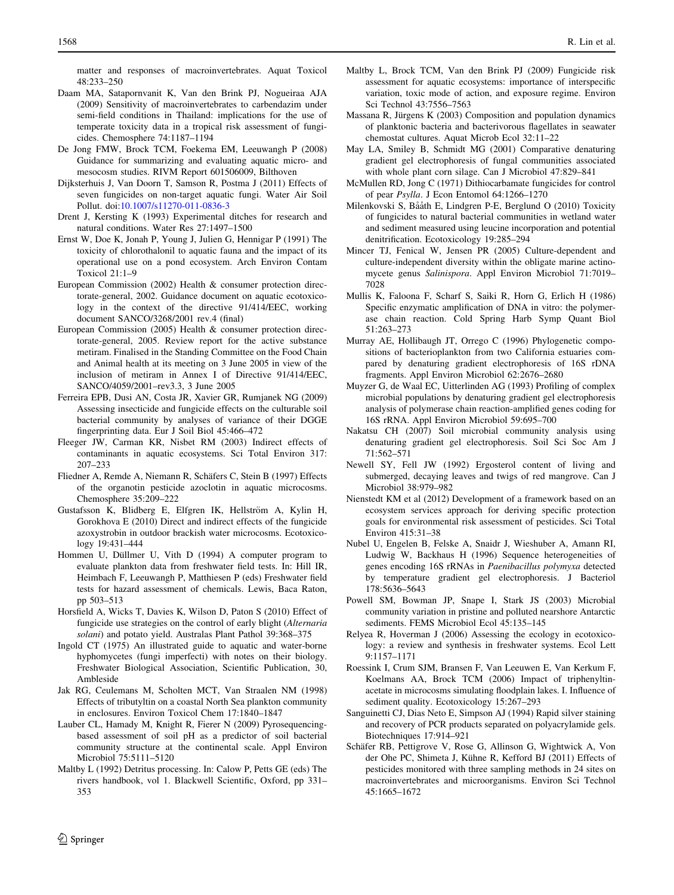matter and responses of macroinvertebrates. Aquat Toxicol 48:233–250

Daam MA, Satapornvanit K, Van den Brink PJ, Nogueiraa AJA (2009) Sensitivity of macroinvertebrates to carbendazim under semi-field conditions in Thailand: implications for the use of temperate toxicity data in a tropical risk assessment of fungicides. Chemosphere 74:1187–1194

De Jong FMW, Brock TCM, Foekema EM, Leeuwangh P (2008) Guidance for summarizing and evaluating aquatic micro- and mesocosm studies. RIVM Report 601506009, Bilthoven

Dijksterhuis J, Van Doorn T, Samson R, Postma J (2011) Effects of seven fungicides on non-target aquatic fungi. Water Air Soil Pollut. doi:10.1007/s11270-011-0836-3

Drent J, Kersting K (1993) Experimental ditches for research and natural conditions. Water Res 27:1497–1500

Ernst W, Doe K, Jonah P, Young J, Julien G, Hennigar P (1991) The toxicity of chlorothalonil to aquatic fauna and the impact of its operational use on a pond ecosystem. Arch Environ Contam Toxicol 21:1–9

European Commission (2002) Health & consumer protection directorate-general, 2002. Guidance document on aquatic ecotoxicology in the context of the directive 91/414/EEC, working document SANCO/3268/2001 rev.4 (final)

European Commission (2005) Health & consumer protection directorate-general, 2005. Review report for the active substance metiram. Finalised in the Standing Committee on the Food Chain and Animal health at its meeting on 3 June 2005 in view of the inclusion of metiram in Annex I of Directive 91/414/EEC, SANCO/4059/2001–rev3.3, 3 June 2005

Ferreira EPB, Dusi AN, Costa JR, Xavier GR, Rumjanek NG (2009) Assessing insecticide and fungicide effects on the culturable soil bacterial community by analyses of variance of their DGGE fingerprinting data. Eur J Soil Biol 45:466–472

Fleeger JW, Carman KR, Nisbet RM (2003) Indirect effects of contaminants in aquatic ecosystems. Sci Total Environ 317: 207–233

Fliedner A, Remde A, Niemann R, Schäfers C, Stein B (1997) Effects of the organotin pesticide azoclotin in aquatic microcosms. Chemosphere 35:209–222

Gustafsson K, Blidberg E, Elfgren IK, Hellström A, Kylin H, Gorokhova E (2010) Direct and indirect effects of the fungicide azoxystrobin in outdoor brackish water microcosms. Ecotoxicology 19:431–444

Hommen U, Düllmer U, Vith D (1994) A computer program to evaluate plankton data from freshwater field tests. In: Hill IR, Heimbach F, Leeuwangh P, Matthiesen P (eds) Freshwater field tests for hazard assessment of chemicals. Lewis, Baca Raton, pp 503–513

Horsfield A, Wicks T, Davies K, Wilson D, Paton S (2010) Effect of fungicide use strategies on the control of early blight (*Alternaria solani*) and potato yield. Australas Plant Pathol 39:368–375

Ingold CT (1975) An illustrated guide to aquatic and water-borne hyphomycetes (fungi imperfecti) with notes on their biology. Freshwater Biological Association, Scientific Publication, 30, Ambleside

Jak RG, Ceulemans M, Scholten MCT, Van Straalen NM (1998) Effects of tributyltin on a coastal North Sea plankton community in enclosures. Environ Toxicol Chem 17:1840–1847

Lauber CL, Hamady M, Knight R, Fierer N (2009) Pyrosequencing-based assessment of soil pH as a predictor of soil bacterial community structure at the continental scale. Appl Environ Microbiol 75:5111–5120

Maltby L (1992) Detritus processing. In: Calow P, Petts GE (eds) The rivers handbook, vol 1. Blackwell Scientific, Oxford, pp 331–353

Maltby L, Brock TCM, Van den Brink PJ (2009) Fungicide risk assessment for aquatic ecosystems: importance of interspecific variation, toxic mode of action, and exposure regime. Environ Sci Technol 43:7556–7563

Massana R, Jürgens K (2003) Composition and population dynamics of planktonic bacteria and bacterivorous flagellates in seawater chemostat cultures. Aquat Microb Ecol 32:11–22

May LA, Smiley B, Schmidt MG (2001) Comparative denaturing gradient gel electrophoresis of fungal communities associated with whole plant corn silage. Can J Microbiol 47:829–841

McMullen RD, Jong C (1971) Dithiocarbamate fungicides for control of pear *Psylla*. J Econ Entomol 64:1266–1270

Milenkovski S, Bååth E, Lindgren P-E, Berglund O (2010) Toxicity of fungicides to natural bacterial communities in wetland water and sediment measured using leucine incorporation and potential denitrification. Ecotoxicology 19:285–294

Mincer TJ, Fenical W, Jensen PR (2005) Culture-dependent and culture-independent diversity within the obligate marine actinomycete genus *Salinispora*. Appl Environ Microbiol 71:7019–7028

Mullis K, Faloona F, Scharf S, Saiki R, Horn G, Erlich H (1986) Specific enzymatic amplification of DNA in vitro: the polymerase chain reaction. Cold Spring Harb Symp Quant Biol 51:263–273

Murray AE, Hollibaugh JT, Orrego C (1996) Phylogenetic compositions of bacterioplankton from two California estuaries compared by denaturing gradient electrophoresis of 16S rDNA fragments. Appl Environ Microbiol 62:2676–2680

Muyzer G, de Waal EC, Uitterlinden AG (1993) Profiling of complex microbial populations by denaturing gradient gel electrophoresis analysis of polymerase chain reaction-amplified genes coding for 16S rRNA. Appl Environ Microbiol 59:695–700

Nakatsu CH (2007) Soil microbial community analysis using denaturing gradient gel electrophoresis. Soil Sci Soc Am J 71:562–571

Newell SY, Fell JW (1992) Ergosterol content of living and submerged, decaying leaves and twigs of red mangrove. Can J Microbiol 38:979–982

Nienstedt KM et al (2012) Development of a framework based on an ecosystem services approach for deriving specific protection goals for environmental risk assessment of pesticides. Sci Total Environ 415:31–38

Nubel U, Engelen B, Felske A, Snaidr J, Wieshuber A, Amann RI, Ludwig W, Backhaus H (1996) Sequence heterogeneities of genes encoding 16S rRNAs in *Paenibacillus polymyxa* detected by temperature gradient gel electrophoresis. J Bacteriol 178:5636–5643

Powell SM, Bowman JP, Snape I, Stark JS (2003) Microbial community variation in pristine and polluted nearshore Antarctic sediments. FEMS Microbiol Ecol 45:135–145

Relyea R, Hoverman J (2006) Assessing the ecology in ecotoxicology: a review and synthesis in freshwater systems. Ecol Lett 9:1157–1171

Roessink I, Crum SJM, Bransen F, Van Leeuwen E, Van Kerkum F, Koelmans AA, Brock TCM (2006) Impact of triphenyltin-acetate in microcosms simulating floodplain lakes. I. Influence of sediment quality. Ecotoxicology 15:267–293

Sanguinetti CJ, Dias Neto E, Simpson AJ (1994) Rapid silver staining and recovery of PCR products separated on polyacrylamide gels. Biotechniques 17:914–921

Schäfer RB, Pettigrove V, Rose G, Allinson G, Wightwick A, Von der Ohe PC, Shimeta J, Kühne R, Kefford BJ (2011) Effects of pesticides monitored with three sampling methods in 24 sites on macroinvertebrates and microorganisms. Environ Sci Technol 45:1665–1672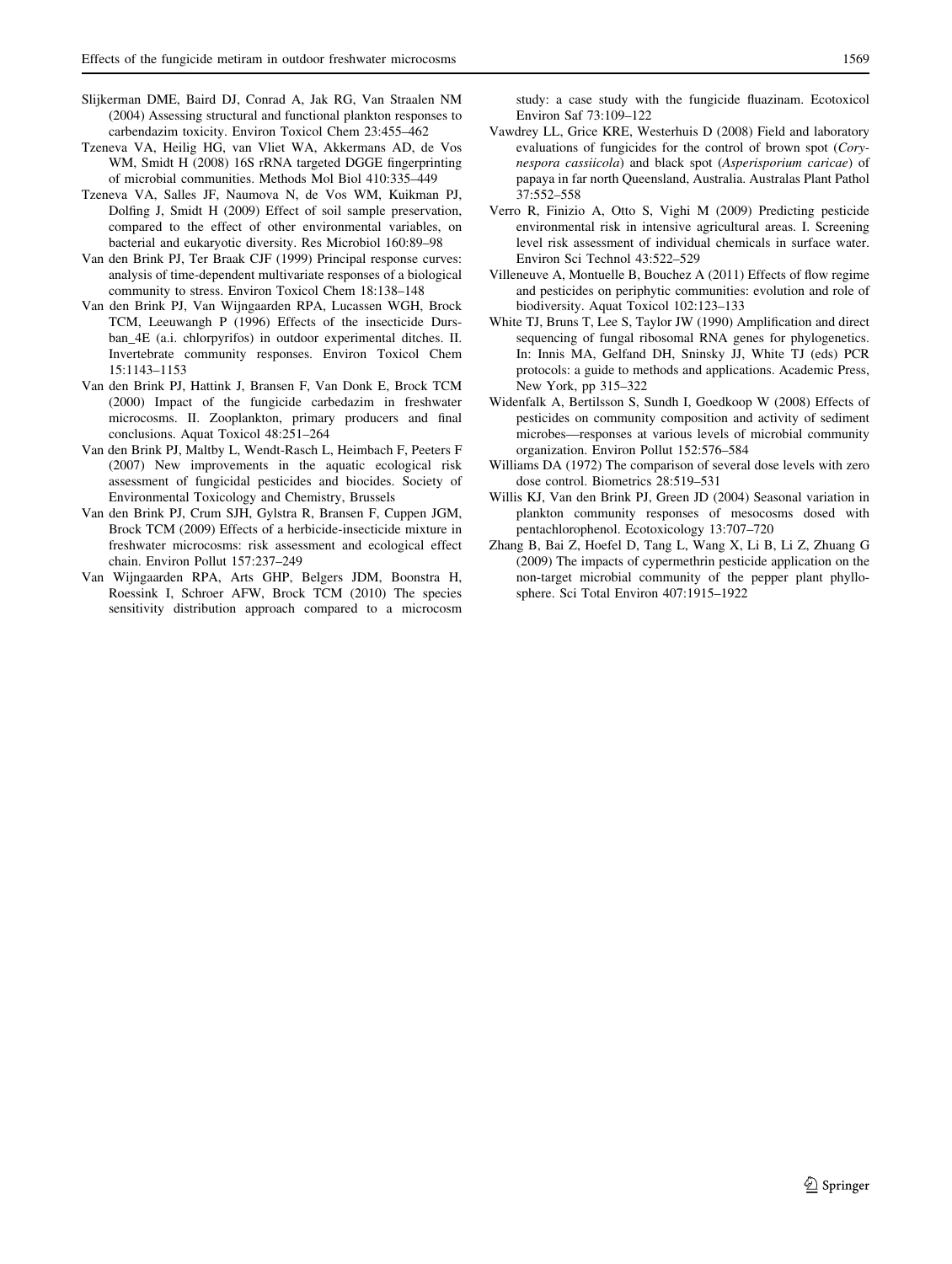Slijkerman DME, Baird DJ, Conrad A, Jak RG, Van Straalen NM (2004) Assessing structural and functional plankton responses to carbendazim toxicity. Environ Toxicol Chem 23:455–462

Tzeneva VA, Heilig HG, van Vliet WA, Akkermans AD, de Vos WM, Smidt H (2008) 16S rRNA targeted DGGE fingerprinting of microbial communities. Methods Mol Biol 410:335–449

Tzeneva VA, Salles JF, Naumova N, de Vos WM, Kuikman PJ, Dolfing J, Smidt H (2009) Effect of soil sample preservation, compared to the effect of other environmental variables, on bacterial and eukaryotic diversity. Res Microbiol 160:89–98

Van den Brink PJ, Ter Braak CJF (1999) Principal response curves: analysis of time-dependent multivariate responses of a biological community to stress. Environ Toxicol Chem 18:138–148

Van den Brink PJ, Van Wijngaarden RPA, Lucassen WGH, Brock TCM, Leeuwangh P (1996) Effects of the insecticide Dursban_4E (a.i. chlorpyrifos) in outdoor experimental ditches. II. Invertebrate community responses. Environ Toxicol Chem 15:1143–1153

Van den Brink PJ, Hattink J, Bransen F, Van Donk E, Brock TCM (2000) Impact of the fungicide carbedazim in freshwater microcosms. II. Zooplankton, primary producers and final conclusions. Aquat Toxicol 48:251–264

Van den Brink PJ, Maltby L, Wendt-Rasch L, Heimbach F, Peeters F (2007) New improvements in the aquatic ecological risk assessment of fungicidal pesticides and biocides. Society of Environmental Toxicology and Chemistry, Brussels

Van den Brink PJ, Crum SJH, Gylstra R, Bransen F, Cuppen JGM, Brock TCM (2009) Effects of a herbicide-insecticide mixture in freshwater microcosms: risk assessment and ecological effect chain. Environ Pollut 157:237–249

Van Wijngaarden RPA, Arts GHP, Belgers JDM, Boonstra H, Roessink I, Schroer AFW, Brock TCM (2010) The species sensitivity distribution approach compared to a microcosm study: a case study with the fungicide fluazinam. Ecotoxicol Environ Saf 73:109–122

Vawdrey LL, Grice KRE, Westerhuis D (2008) Field and laboratory evaluations of fungicides for the control of brown spot (*Corynespora cassiicola*) and black spot (*Asperisporium caricae*) of papaya in far north Queensland, Australia. Australas Plant Pathol 37:552–558

Verro R, Finizio A, Otto S, Vighi M (2009) Predicting pesticide environmental risk in intensive agricultural areas. I. Screening level risk assessment of individual chemicals in surface water. Environ Sci Technol 43:522–529

Villeneuve A, Montuelle B, Bouchez A (2011) Effects of flow regime and pesticides on periphytic communities: evolution and role of biodiversity. Aquat Toxicol 102:123–133

White TJ, Bruns T, Lee S, Taylor JW (1990) Amplification and direct sequencing of fungal ribosomal RNA genes for phylogenetics. In: Innis MA, Gelfand DH, Sninsky JJ, White TJ (eds) PCR protocols: a guide to methods and applications. Academic Press, New York, pp 315–322

Widenfalk A, Bertilsson S, Sundh I, Goedkoop W (2008) Effects of pesticides on community composition and activity of sediment microbes—responses at various levels of microbial community organization. Environ Pollut 152:576–584

Williams DA (1972) The comparison of several dose levels with zero dose control. Biometrics 28:519–531

Willis KJ, Van den Brink PJ, Green JD (2004) Seasonal variation in plankton community responses of mesocosms dosed with pentachlorophenol. Ecotoxicology 13:707–720

Zhang B, Bai Z, Hoefel D, Tang L, Wang X, Li B, Li Z, Zhuang G (2009) The impacts of cypermethrin pesticide application on the non-target microbial community of the pepper plant phyllosphere. Sci Total Environ 407:1915–1922